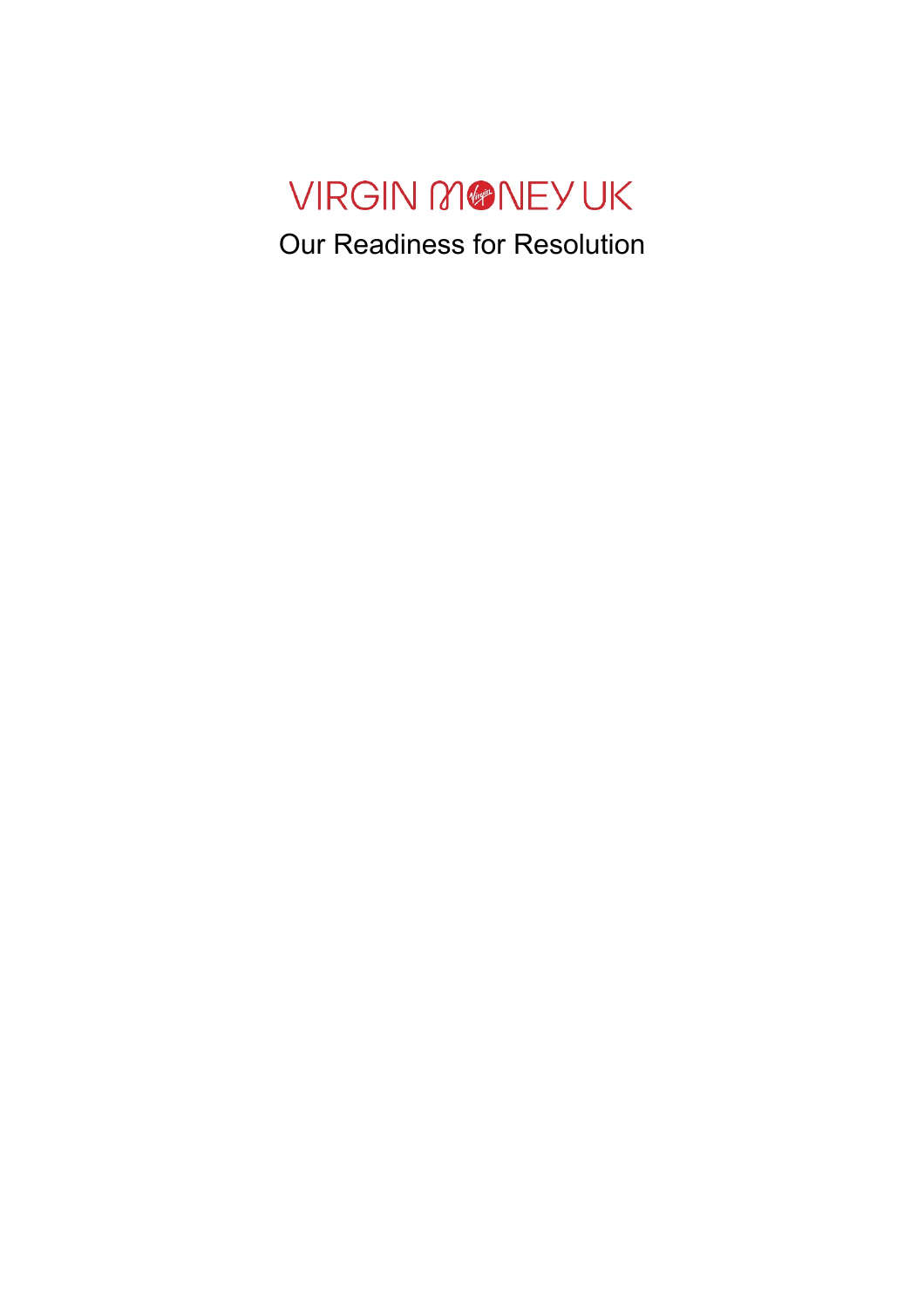# VIRGIN MONEY UK

## Our Readiness for Resolution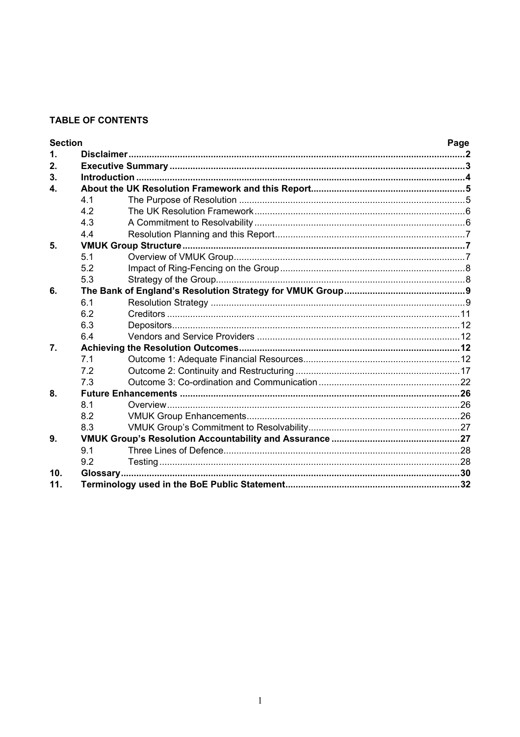**TABLE OF CONTENTS**

| Section | | | Page |
|---|---|---|---|
| **1.** | **Disclaimer** | | **2** |
| **2.** | **Executive Summary** | | **3** |
| **3.** | **Introduction** | | **4** |
| **4.** | **About the UK Resolution Framework and this Report** | | **5** |
| | 4.1 | The Purpose of Resolution | 5 |
| | 4.2 | The UK Resolution Framework | 6 |
| | 4.3 | A Commitment to Resolvability | 6 |
| | 4.4 | Resolution Planning and this Report | 7 |
| **5.** | **VMUK Group Structure** | | **7** |
| | 5.1 | Overview of VMUK Group | 7 |
| | 5.2 | Impact of Ring-Fencing on the Group | 8 |
| | 5.3 | Strategy of the Group | 8 |
| **6.** | **The Bank of England's Resolution Strategy for VMUK Group** | | **9** |
| | 6.1 | Resolution Strategy | 9 |
| | 6.2 | Creditors | 11 |
| | 6.3 | Depositors | 12 |
| | 6.4 | Vendors and Service Providers | 12 |
| **7.** | **Achieving the Resolution Outcomes** | | **12** |
| | 7.1 | Outcome 1: Adequate Financial Resources | 12 |
| | 7.2 | Outcome 2: Continuity and Restructuring | 17 |
| | 7.3 | Outcome 3: Co-ordination and Communication | 22 |
| **8.** | **Future Enhancements** | | **26** |
| | 8.1 | Overview | 26 |
| | 8.2 | VMUK Group Enhancements | 26 |
| | 8.3 | VMUK Group's Commitment to Resolvability | 27 |
| **9.** | **VMUK Group's Resolution Accountability and Assurance** | | **27** |
| | 9.1 | Three Lines of Defence | 28 |
| | 9.2 | Testing | 28 |
| **10.** | **Glossary** | | **30** |
| **11.** | **Terminology used in the BoE Public Statement** | | **32** |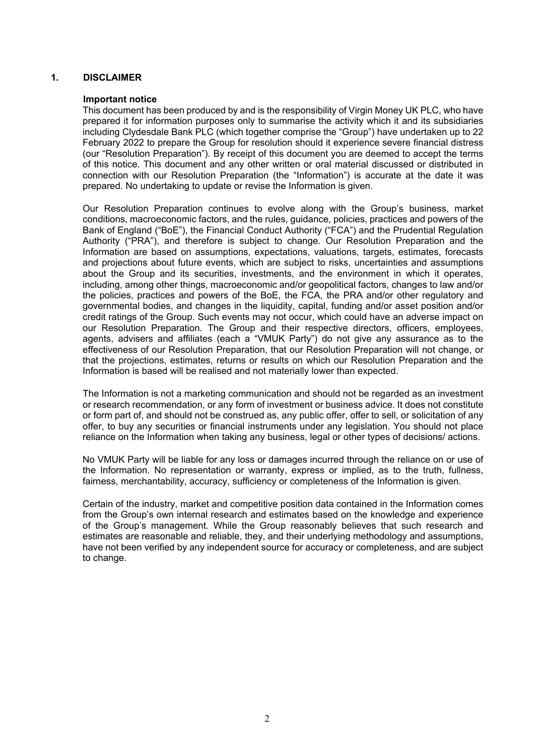# 1. DISCLAIMER

## Important notice

This document has been produced by and is the responsibility of Virgin Money UK PLC, who have prepared it for information purposes only to summarise the activity which it and its subsidiaries including Clydesdale Bank PLC (which together comprise the "Group") have undertaken up to 22 February 2022 to prepare the Group for resolution should it experience severe financial distress (our "Resolution Preparation"). By receipt of this document you are deemed to accept the terms of this notice. This document and any other written or oral material discussed or distributed in connection with our Resolution Preparation (the "Information") is accurate at the date it was prepared. No undertaking to update or revise the Information is given.

Our Resolution Preparation continues to evolve along with the Group's business, market conditions, macroeconomic factors, and the rules, guidance, policies, practices and powers of the Bank of England ("BoE"), the Financial Conduct Authority ("FCA") and the Prudential Regulation Authority ("PRA"), and therefore is subject to change. Our Resolution Preparation and the Information are based on assumptions, expectations, valuations, targets, estimates, forecasts and projections about future events, which are subject to risks, uncertainties and assumptions about the Group and its securities, investments, and the environment in which it operates, including, among other things, macroeconomic and/or geopolitical factors, changes to law and/or the policies, practices and powers of the BoE, the FCA, the PRA and/or other regulatory and governmental bodies, and changes in the liquidity, capital, funding and/or asset position and/or credit ratings of the Group. Such events may not occur, which could have an adverse impact on our Resolution Preparation. The Group and their respective directors, officers, employees, agents, advisers and affiliates (each a "VMUK Party") do not give any assurance as to the effectiveness of our Resolution Preparation, that our Resolution Preparation will not change, or that the projections, estimates, returns or results on which our Resolution Preparation and the Information is based will be realised and not materially lower than expected.

The Information is not a marketing communication and should not be regarded as an investment or research recommendation, or any form of investment or business advice. It does not constitute or form part of, and should not be construed as, any public offer, offer to sell, or solicitation of any offer, to buy any securities or financial instruments under any legislation. You should not place reliance on the Information when taking any business, legal or other types of decisions/ actions.

No VMUK Party will be liable for any loss or damages incurred through the reliance on or use of the Information. No representation or warranty, express or implied, as to the truth, fullness, fairness, merchantability, accuracy, sufficiency or completeness of the Information is given.

Certain of the industry, market and competitive position data contained in the Information comes from the Group's own internal research and estimates based on the knowledge and experience of the Group's management. While the Group reasonably believes that such research and estimates are reasonable and reliable, they, and their underlying methodology and assumptions, have not been verified by any independent source for accuracy or completeness, and are subject to change.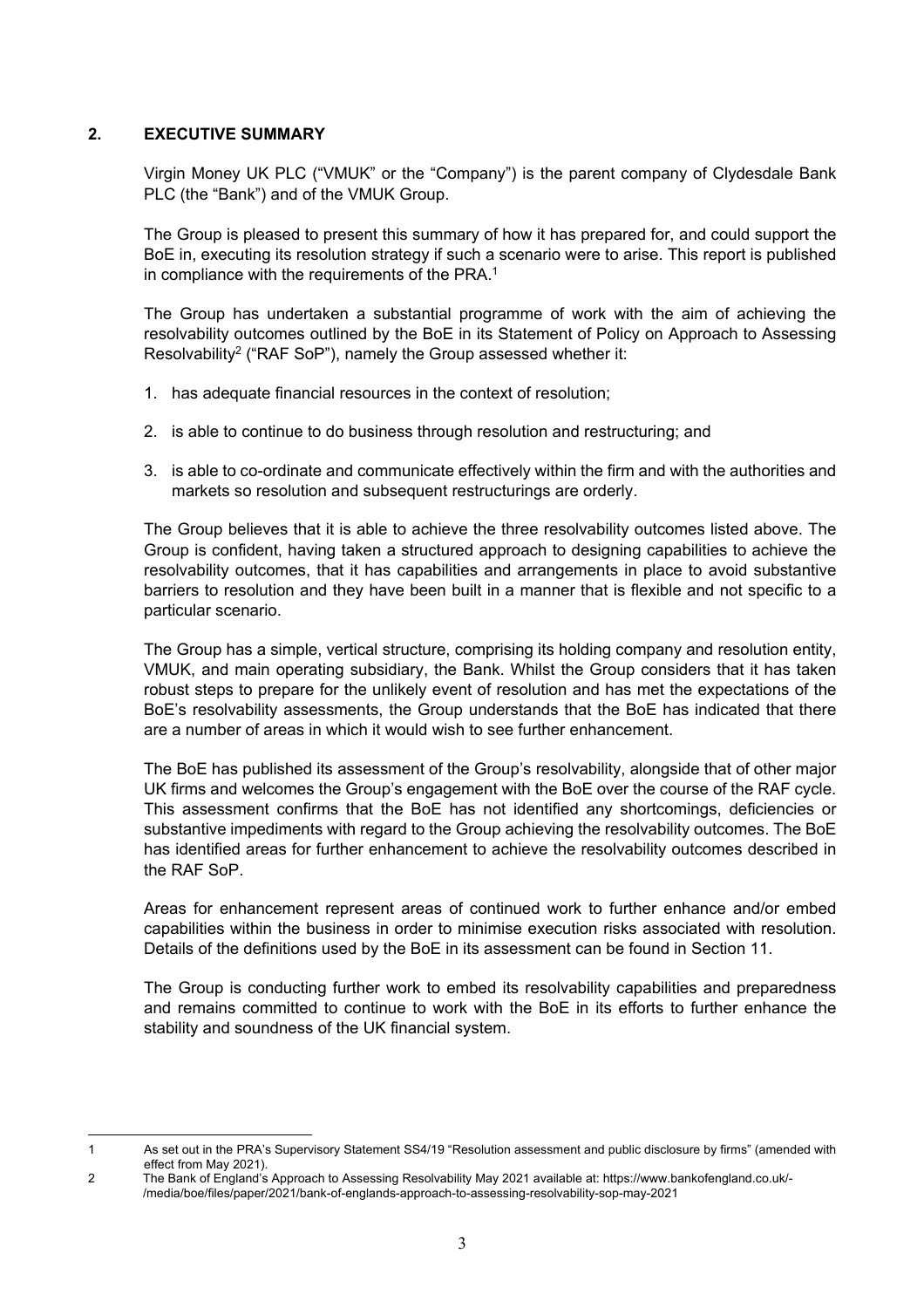## 2. EXECUTIVE SUMMARY

Virgin Money UK PLC ("VMUK" or the "Company") is the parent company of Clydesdale Bank PLC (the "Bank") and of the VMUK Group.

The Group is pleased to present this summary of how it has prepared for, and could support the BoE in, executing its resolution strategy if such a scenario were to arise. This report is published in compliance with the requirements of the PRA.[1]

The Group has undertaken a substantial programme of work with the aim of achieving the resolvability outcomes outlined by the BoE in its Statement of Policy on Approach to Assessing Resolvability[2] ("RAF SoP"), namely the Group assessed whether it:

1. has adequate financial resources in the context of resolution;
2. is able to continue to do business through resolution and restructuring; and
3. is able to co-ordinate and communicate effectively within the firm and with the authorities and markets so resolution and subsequent restructurings are orderly.

The Group believes that it is able to achieve the three resolvability outcomes listed above. The Group is confident, having taken a structured approach to designing capabilities to achieve the resolvability outcomes, that it has capabilities and arrangements in place to avoid substantive barriers to resolution and they have been built in a manner that is flexible and not specific to a particular scenario.

The Group has a simple, vertical structure, comprising its holding company and resolution entity, VMUK, and main operating subsidiary, the Bank. Whilst the Group considers that it has taken robust steps to prepare for the unlikely event of resolution and has met the expectations of the BoE's resolvability assessments, the Group understands that the BoE has indicated that there are a number of areas in which it would wish to see further enhancement.

The BoE has published its assessment of the Group's resolvability, alongside that of other major UK firms and welcomes the Group's engagement with the BoE over the course of the RAF cycle. This assessment confirms that the BoE has not identified any shortcomings, deficiencies or substantive impediments with regard to the Group achieving the resolvability outcomes. The BoE has identified areas for further enhancement to achieve the resolvability outcomes described in the RAF SoP.

Areas for enhancement represent areas of continued work to further enhance and/or embed capabilities within the business in order to minimise execution risks associated with resolution. Details of the definitions used by the BoE in its assessment can be found in Section 11.

The Group is conducting further work to embed its resolvability capabilities and preparedness and remains committed to continue to work with the BoE in its efforts to further enhance the stability and soundness of the UK financial system.

---

1 As set out in the PRA's Supervisory Statement SS4/19 "Resolution assessment and public disclosure by firms" (amended with effect from May 2021).

2 The Bank of England's Approach to Assessing Resolvability May 2021 available at: https://www.bankofengland.co.uk/-/media/boe/files/paper/2021/bank-of-englands-approach-to-assessing-resolvability-sop-may-2021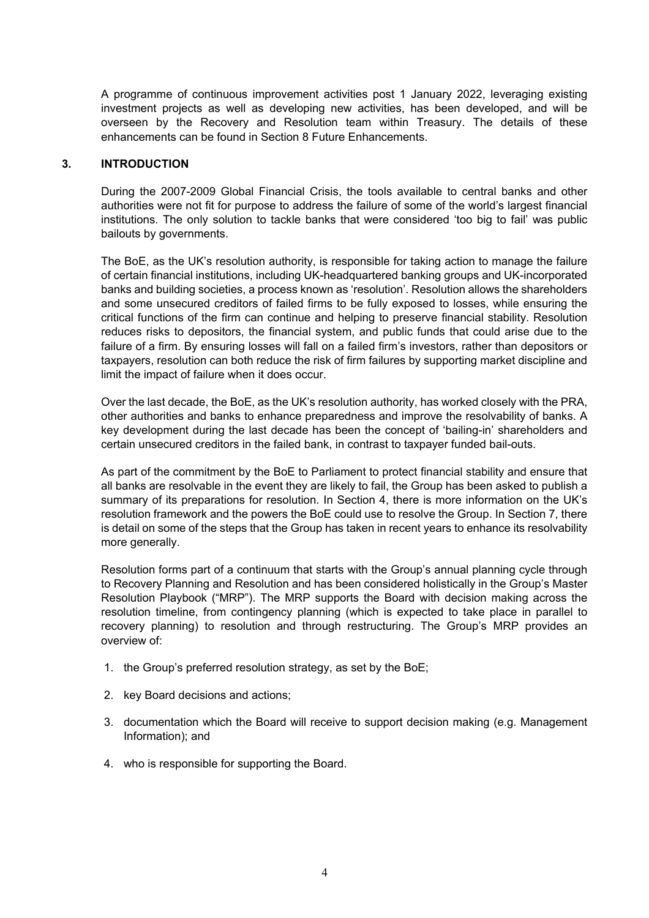A programme of continuous improvement activities post 1 January 2022, leveraging existing investment projects as well as developing new activities, has been developed, and will be overseen by the Recovery and Resolution team within Treasury. The details of these enhancements can be found in Section 8 Future Enhancements.

## 3. INTRODUCTION

During the 2007-2009 Global Financial Crisis, the tools available to central banks and other authorities were not fit for purpose to address the failure of some of the world's largest financial institutions. The only solution to tackle banks that were considered 'too big to fail' was public bailouts by governments.

The BoE, as the UK's resolution authority, is responsible for taking action to manage the failure of certain financial institutions, including UK-headquartered banking groups and UK-incorporated banks and building societies, a process known as 'resolution'. Resolution allows the shareholders and some unsecured creditors of failed firms to be fully exposed to losses, while ensuring the critical functions of the firm can continue and helping to preserve financial stability. Resolution reduces risks to depositors, the financial system, and public funds that could arise due to the failure of a firm. By ensuring losses will fall on a failed firm's investors, rather than depositors or taxpayers, resolution can both reduce the risk of firm failures by supporting market discipline and limit the impact of failure when it does occur.

Over the last decade, the BoE, as the UK's resolution authority, has worked closely with the PRA, other authorities and banks to enhance preparedness and improve the resolvability of banks. A key development during the last decade has been the concept of 'bailing-in' shareholders and certain unsecured creditors in the failed bank, in contrast to taxpayer funded bail-outs.

As part of the commitment by the BoE to Parliament to protect financial stability and ensure that all banks are resolvable in the event they are likely to fail, the Group has been asked to publish a summary of its preparations for resolution. In Section 4, there is more information on the UK's resolution framework and the powers the BoE could use to resolve the Group. In Section 7, there is detail on some of the steps that the Group has taken in recent years to enhance its resolvability more generally.

Resolution forms part of a continuum that starts with the Group's annual planning cycle through to Recovery Planning and Resolution and has been considered holistically in the Group's Master Resolution Playbook ("MRP"). The MRP supports the Board with decision making across the resolution timeline, from contingency planning (which is expected to take place in parallel to recovery planning) to resolution and through restructuring. The Group's MRP provides an overview of:

1. the Group's preferred resolution strategy, as set by the BoE;
2. key Board decisions and actions;
3. documentation which the Board will receive to support decision making (e.g. Management Information); and
4. who is responsible for supporting the Board.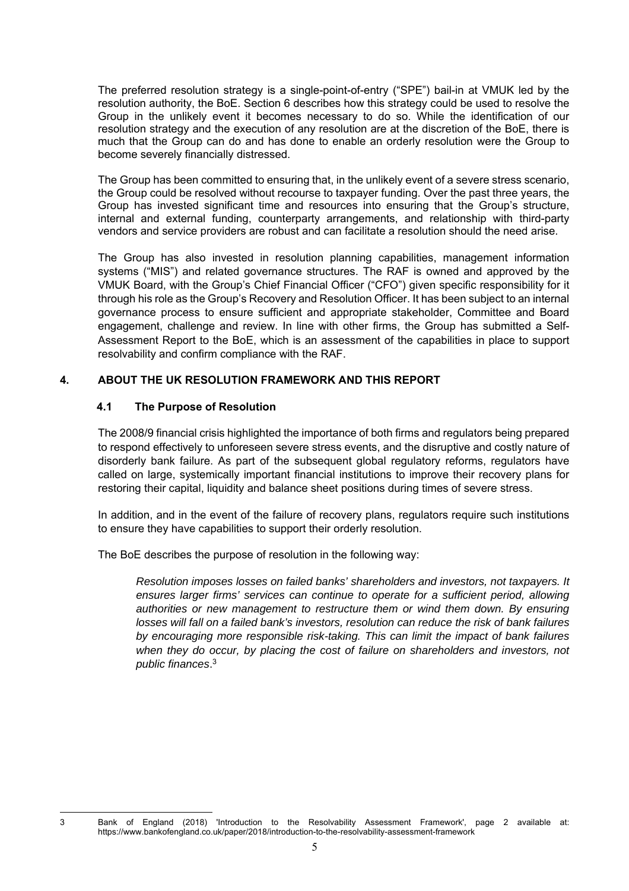The preferred resolution strategy is a single-point-of-entry ("SPE") bail-in at VMUK led by the resolution authority, the BoE. Section 6 describes how this strategy could be used to resolve the Group in the unlikely event it becomes necessary to do so. While the identification of our resolution strategy and the execution of any resolution are at the discretion of the BoE, there is much that the Group can do and has done to enable an orderly resolution were the Group to become severely financially distressed.

The Group has been committed to ensuring that, in the unlikely event of a severe stress scenario, the Group could be resolved without recourse to taxpayer funding. Over the past three years, the Group has invested significant time and resources into ensuring that the Group's structure, internal and external funding, counterparty arrangements, and relationship with third-party vendors and service providers are robust and can facilitate a resolution should the need arise.

The Group has also invested in resolution planning capabilities, management information systems ("MIS") and related governance structures. The RAF is owned and approved by the VMUK Board, with the Group's Chief Financial Officer ("CFO") given specific responsibility for it through his role as the Group's Recovery and Resolution Officer. It has been subject to an internal governance process to ensure sufficient and appropriate stakeholder, Committee and Board engagement, challenge and review. In line with other firms, the Group has submitted a Self-Assessment Report to the BoE, which is an assessment of the capabilities in place to support resolvability and confirm compliance with the RAF.

## 4. ABOUT THE UK RESOLUTION FRAMEWORK AND THIS REPORT

### 4.1 The Purpose of Resolution

The 2008/9 financial crisis highlighted the importance of both firms and regulators being prepared to respond effectively to unforeseen severe stress events, and the disruptive and costly nature of disorderly bank failure. As part of the subsequent global regulatory reforms, regulators have called on large, systemically important financial institutions to improve their recovery plans for restoring their capital, liquidity and balance sheet positions during times of severe stress.

In addition, and in the event of the failure of recovery plans, regulators require such institutions to ensure they have capabilities to support their orderly resolution.

The BoE describes the purpose of resolution in the following way:

> *Resolution imposes losses on failed banks' shareholders and investors, not taxpayers. It ensures larger firms' services can continue to operate for a sufficient period, allowing authorities or new management to restructure them or wind them down. By ensuring losses will fall on a failed bank's investors, resolution can reduce the risk of bank failures by encouraging more responsible risk-taking. This can limit the impact of bank failures when they do occur, by placing the cost of failure on shareholders and investors, not public finances*.[3]

---

[3] Bank of England (2018) 'Introduction to the Resolvability Assessment Framework', page 2 available at: https://www.bankofengland.co.uk/paper/2018/introduction-to-the-resolvability-assessment-framework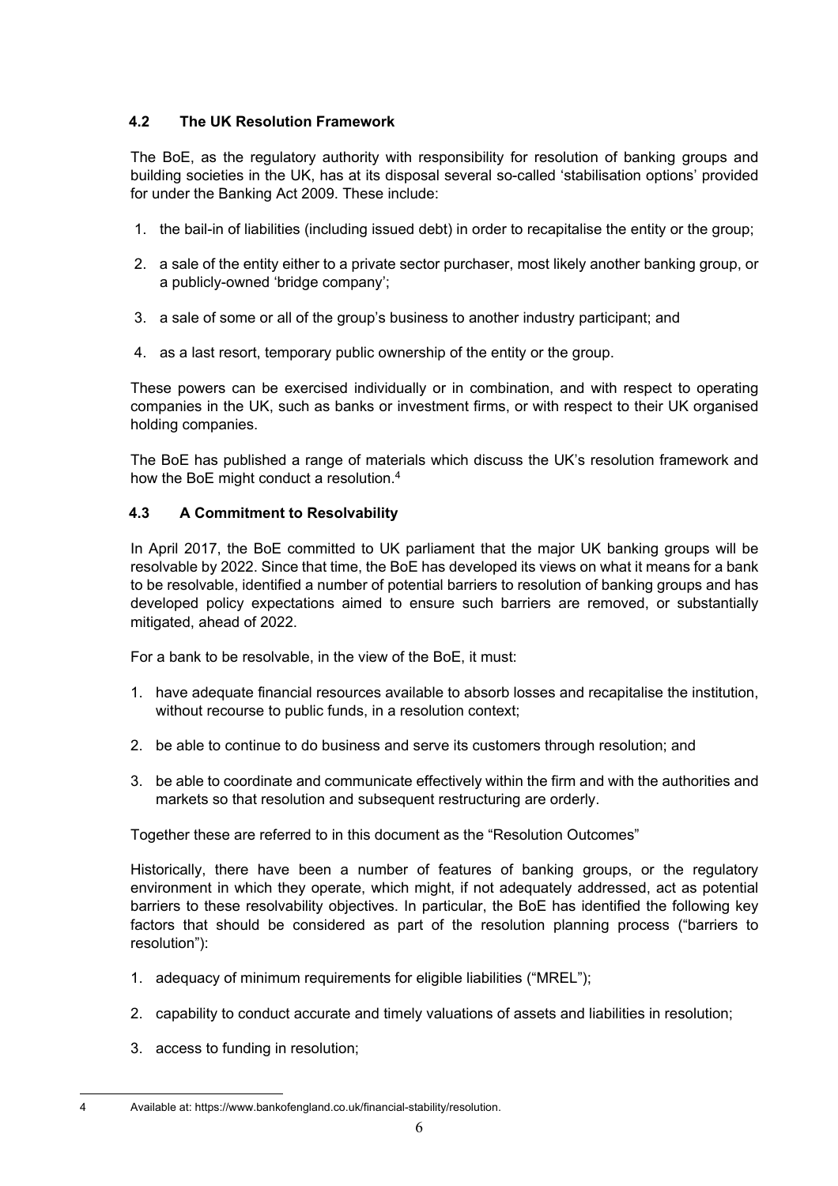### 4.2 The UK Resolution Framework

The BoE, as the regulatory authority with responsibility for resolution of banking groups and building societies in the UK, has at its disposal several so-called 'stabilisation options' provided for under the Banking Act 2009. These include:

1. the bail-in of liabilities (including issued debt) in order to recapitalise the entity or the group;
2. a sale of the entity either to a private sector purchaser, most likely another banking group, or a publicly-owned 'bridge company';
3. a sale of some or all of the group's business to another industry participant; and
4. as a last resort, temporary public ownership of the entity or the group.

These powers can be exercised individually or in combination, and with respect to operating companies in the UK, such as banks or investment firms, or with respect to their UK organised holding companies.

The BoE has published a range of materials which discuss the UK's resolution framework and how the BoE might conduct a resolution.[4]

### 4.3 A Commitment to Resolvability

In April 2017, the BoE committed to UK parliament that the major UK banking groups will be resolvable by 2022. Since that time, the BoE has developed its views on what it means for a bank to be resolvable, identified a number of potential barriers to resolution of banking groups and has developed policy expectations aimed to ensure such barriers are removed, or substantially mitigated, ahead of 2022.

For a bank to be resolvable, in the view of the BoE, it must:

1. have adequate financial resources available to absorb losses and recapitalise the institution, without recourse to public funds, in a resolution context;
2. be able to continue to do business and serve its customers through resolution; and
3. be able to coordinate and communicate effectively within the firm and with the authorities and markets so that resolution and subsequent restructuring are orderly.

Together these are referred to in this document as the "Resolution Outcomes"

Historically, there have been a number of features of banking groups, or the regulatory environment in which they operate, which might, if not adequately addressed, act as potential barriers to these resolvability objectives. In particular, the BoE has identified the following key factors that should be considered as part of the resolution planning process ("barriers to resolution"):

1. adequacy of minimum requirements for eligible liabilities ("MREL");
2. capability to conduct accurate and timely valuations of assets and liabilities in resolution;
3. access to funding in resolution;

---

[4] Available at: https://www.bankofengland.co.uk/financial-stability/resolution.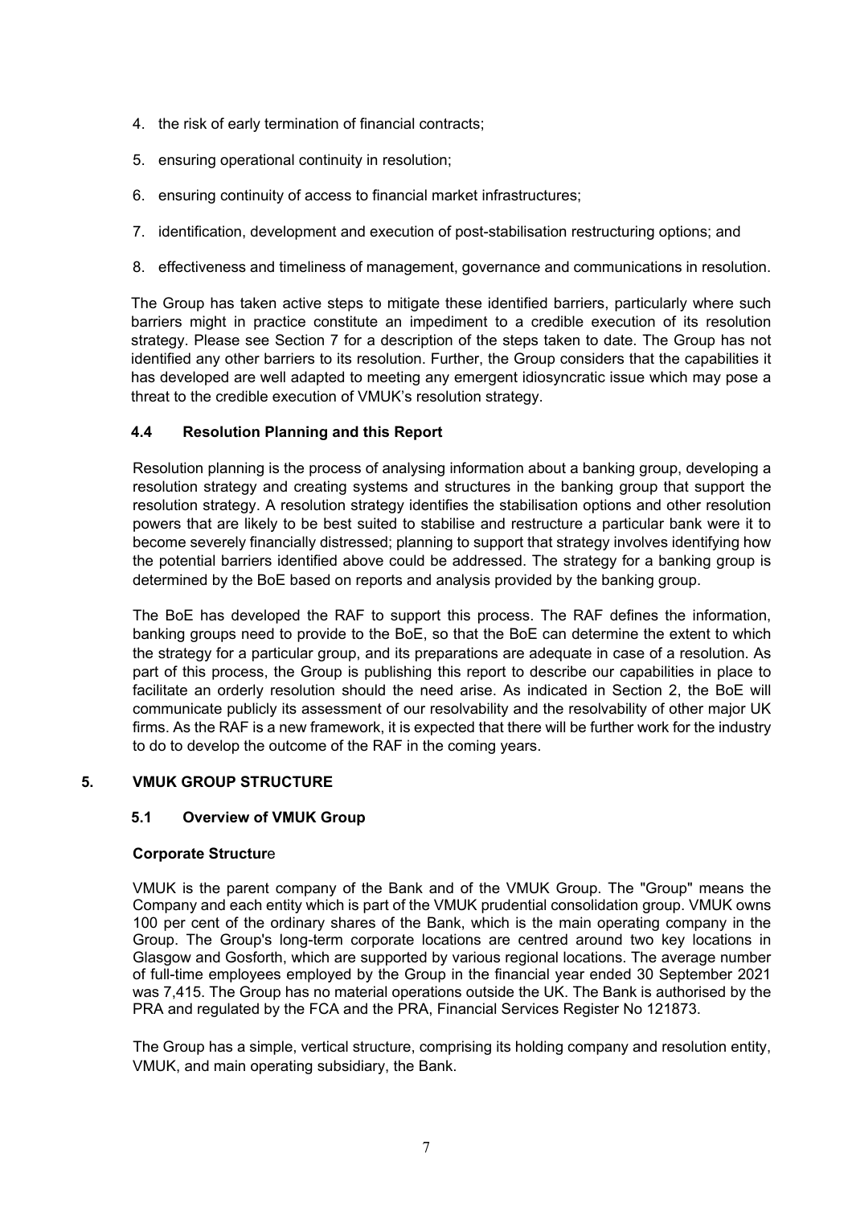4. the risk of early termination of financial contracts;
5. ensuring operational continuity in resolution;
6. ensuring continuity of access to financial market infrastructures;
7. identification, development and execution of post-stabilisation restructuring options; and
8. effectiveness and timeliness of management, governance and communications in resolution.

The Group has taken active steps to mitigate these identified barriers, particularly where such barriers might in practice constitute an impediment to a credible execution of its resolution strategy. Please see Section 7 for a description of the steps taken to date. The Group has not identified any other barriers to its resolution. Further, the Group considers that the capabilities it has developed are well adapted to meeting any emergent idiosyncratic issue which may pose a threat to the credible execution of VMUK's resolution strategy.

### 4.4 Resolution Planning and this Report

Resolution planning is the process of analysing information about a banking group, developing a resolution strategy and creating systems and structures in the banking group that support the resolution strategy. A resolution strategy identifies the stabilisation options and other resolution powers that are likely to be best suited to stabilise and restructure a particular bank were it to become severely financially distressed; planning to support that strategy involves identifying how the potential barriers identified above could be addressed. The strategy for a banking group is determined by the BoE based on reports and analysis provided by the banking group.

The BoE has developed the RAF to support this process. The RAF defines the information, banking groups need to provide to the BoE, so that the BoE can determine the extent to which the strategy for a particular group, and its preparations are adequate in case of a resolution. As part of this process, the Group is publishing this report to describe our capabilities in place to facilitate an orderly resolution should the need arise. As indicated in Section 2, the BoE will communicate publicly its assessment of our resolvability and the resolvability of other major UK firms. As the RAF is a new framework, it is expected that there will be further work for the industry to do to develop the outcome of the RAF in the coming years.

## 5. VMUK GROUP STRUCTURE

### 5.1 Overview of VMUK Group

**Corporate Structure**

VMUK is the parent company of the Bank and of the VMUK Group. The "Group" means the Company and each entity which is part of the VMUK prudential consolidation group. VMUK owns 100 per cent of the ordinary shares of the Bank, which is the main operating company in the Group. The Group's long-term corporate locations are centred around two key locations in Glasgow and Gosforth, which are supported by various regional locations. The average number of full-time employees employed by the Group in the financial year ended 30 September 2021 was 7,415. The Group has no material operations outside the UK. The Bank is authorised by the PRA and regulated by the FCA and the PRA, Financial Services Register No 121873.

The Group has a simple, vertical structure, comprising its holding company and resolution entity, VMUK, and main operating subsidiary, the Bank.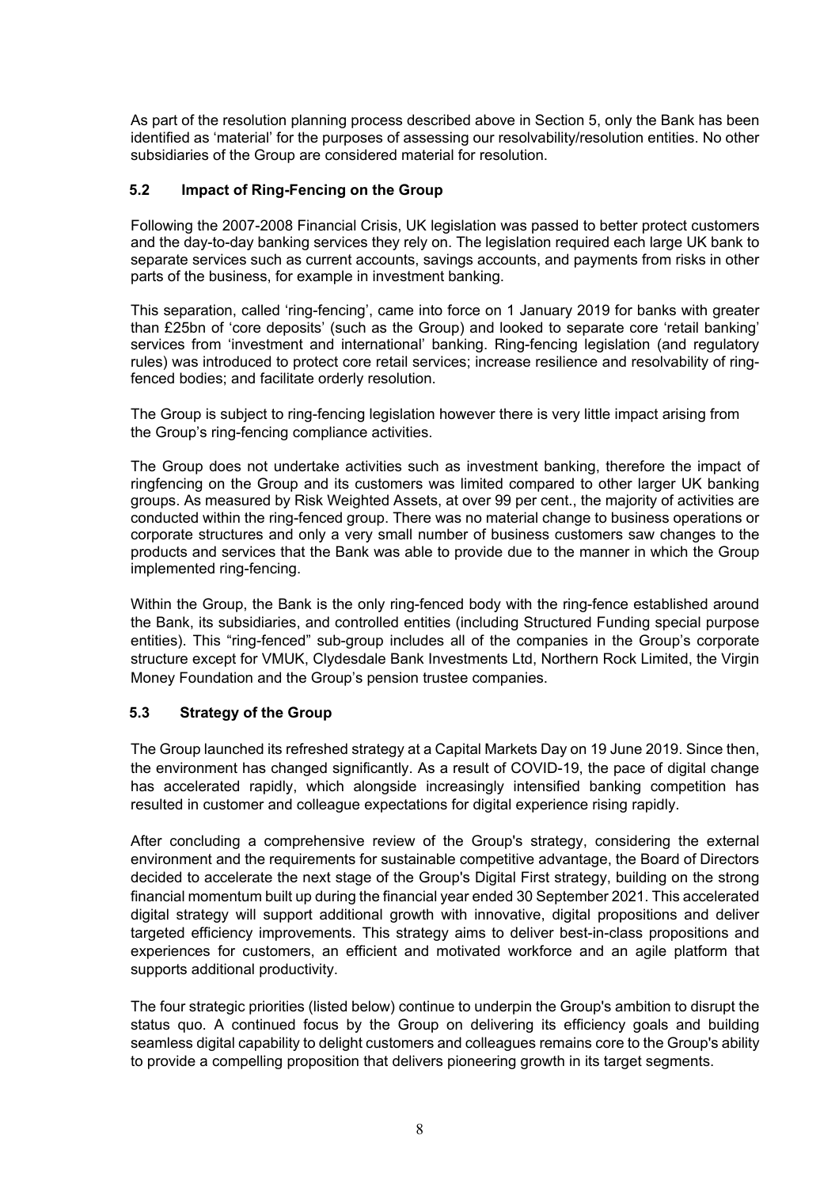As part of the resolution planning process described above in Section 5, only the Bank has been identified as 'material' for the purposes of assessing our resolvability/resolution entities. No other subsidiaries of the Group are considered material for resolution.

## 5.2 Impact of Ring-Fencing on the Group

Following the 2007-2008 Financial Crisis, UK legislation was passed to better protect customers and the day-to-day banking services they rely on. The legislation required each large UK bank to separate services such as current accounts, savings accounts, and payments from risks in other parts of the business, for example in investment banking.

This separation, called 'ring-fencing', came into force on 1 January 2019 for banks with greater than £25bn of 'core deposits' (such as the Group) and looked to separate core 'retail banking' services from 'investment and international' banking. Ring-fencing legislation (and regulatory rules) was introduced to protect core retail services; increase resilience and resolvability of ring-fenced bodies; and facilitate orderly resolution.

The Group is subject to ring-fencing legislation however there is very little impact arising from the Group's ring-fencing compliance activities.

The Group does not undertake activities such as investment banking, therefore the impact of ringfencing on the Group and its customers was limited compared to other larger UK banking groups. As measured by Risk Weighted Assets, at over 99 per cent., the majority of activities are conducted within the ring-fenced group. There was no material change to business operations or corporate structures and only a very small number of business customers saw changes to the products and services that the Bank was able to provide due to the manner in which the Group implemented ring-fencing.

Within the Group, the Bank is the only ring-fenced body with the ring-fence established around the Bank, its subsidiaries, and controlled entities (including Structured Funding special purpose entities). This "ring-fenced" sub-group includes all of the companies in the Group's corporate structure except for VMUK, Clydesdale Bank Investments Ltd, Northern Rock Limited, the Virgin Money Foundation and the Group's pension trustee companies.

## 5.3 Strategy of the Group

The Group launched its refreshed strategy at a Capital Markets Day on 19 June 2019. Since then, the environment has changed significantly. As a result of COVID-19, the pace of digital change has accelerated rapidly, which alongside increasingly intensified banking competition has resulted in customer and colleague expectations for digital experience rising rapidly.

After concluding a comprehensive review of the Group's strategy, considering the external environment and the requirements for sustainable competitive advantage, the Board of Directors decided to accelerate the next stage of the Group's Digital First strategy, building on the strong financial momentum built up during the financial year ended 30 September 2021. This accelerated digital strategy will support additional growth with innovative, digital propositions and deliver targeted efficiency improvements. This strategy aims to deliver best-in-class propositions and experiences for customers, an efficient and motivated workforce and an agile platform that supports additional productivity.

The four strategic priorities (listed below) continue to underpin the Group's ambition to disrupt the status quo. A continued focus by the Group on delivering its efficiency goals and building seamless digital capability to delight customers and colleagues remains core to the Group's ability to provide a compelling proposition that delivers pioneering growth in its target segments.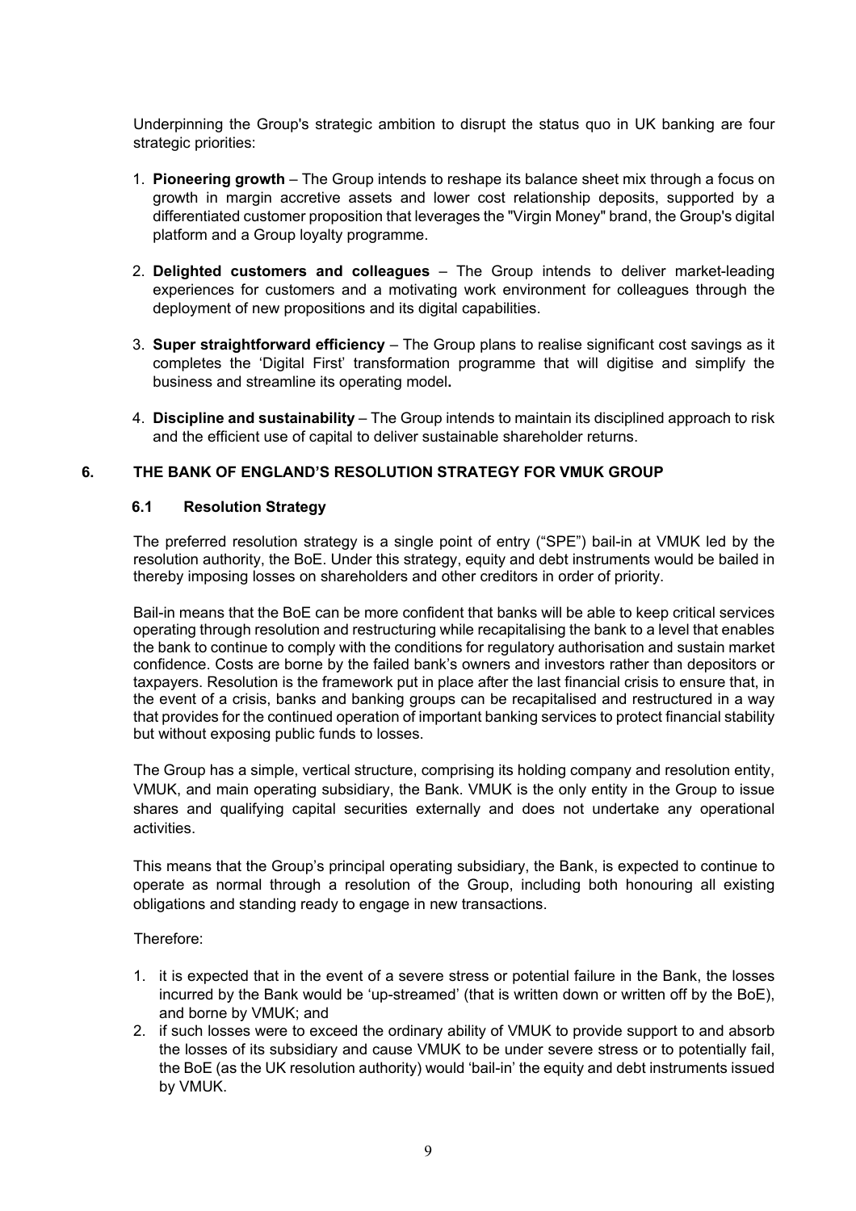Underpinning the Group's strategic ambition to disrupt the status quo in UK banking are four strategic priorities:

1. **Pioneering growth** – The Group intends to reshape its balance sheet mix through a focus on growth in margin accretive assets and lower cost relationship deposits, supported by a differentiated customer proposition that leverages the "Virgin Money" brand, the Group's digital platform and a Group loyalty programme.

2. **Delighted customers and colleagues** – The Group intends to deliver market-leading experiences for customers and a motivating work environment for colleagues through the deployment of new propositions and its digital capabilities.

3. **Super straightforward efficiency** – The Group plans to realise significant cost savings as it completes the 'Digital First' transformation programme that will digitise and simplify the business and streamline its operating model**.**

4. **Discipline and sustainability** – The Group intends to maintain its disciplined approach to risk and the efficient use of capital to deliver sustainable shareholder returns.

## 6. THE BANK OF ENGLAND'S RESOLUTION STRATEGY FOR VMUK GROUP

### 6.1 Resolution Strategy

The preferred resolution strategy is a single point of entry ("SPE") bail-in at VMUK led by the resolution authority, the BoE. Under this strategy, equity and debt instruments would be bailed in thereby imposing losses on shareholders and other creditors in order of priority.

Bail-in means that the BoE can be more confident that banks will be able to keep critical services operating through resolution and restructuring while recapitalising the bank to a level that enables the bank to continue to comply with the conditions for regulatory authorisation and sustain market confidence. Costs are borne by the failed bank's owners and investors rather than depositors or taxpayers. Resolution is the framework put in place after the last financial crisis to ensure that, in the event of a crisis, banks and banking groups can be recapitalised and restructured in a way that provides for the continued operation of important banking services to protect financial stability but without exposing public funds to losses.

The Group has a simple, vertical structure, comprising its holding company and resolution entity, VMUK, and main operating subsidiary, the Bank. VMUK is the only entity in the Group to issue shares and qualifying capital securities externally and does not undertake any operational activities.

This means that the Group's principal operating subsidiary, the Bank, is expected to continue to operate as normal through a resolution of the Group, including both honouring all existing obligations and standing ready to engage in new transactions.

Therefore:

1. it is expected that in the event of a severe stress or potential failure in the Bank, the losses incurred by the Bank would be 'up-streamed' (that is written down or written off by the BoE), and borne by VMUK; and
2. if such losses were to exceed the ordinary ability of VMUK to provide support to and absorb the losses of its subsidiary and cause VMUK to be under severe stress or to potentially fail, the BoE (as the UK resolution authority) would 'bail-in' the equity and debt instruments issued by VMUK.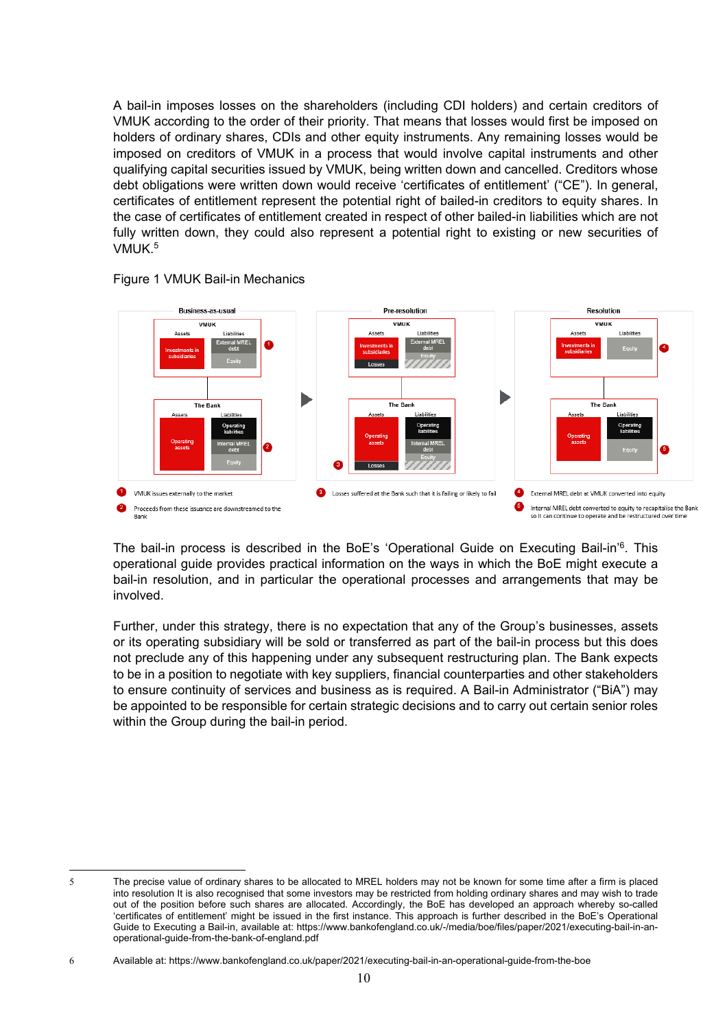A bail-in imposes losses on the shareholders (including CDI holders) and certain creditors of VMUK according to the order of their priority. That means that losses would first be imposed on holders of ordinary shares, CDIs and other equity instruments. Any remaining losses would be imposed on creditors of VMUK in a process that would involve capital instruments and other qualifying capital securities issued by VMUK, being written down and cancelled. Creditors whose debt obligations were written down would receive 'certificates of entitlement' ("CE"). In general, certificates of entitlement represent the potential right of bailed-in creditors to equity shares. In the case of certificates of entitlement created in respect of other bailed-in liabilities which are not fully written down, they could also represent a potential right to existing or new securities of VMUK.[5]

Figure 1 VMUK Bail-in Mechanics

1. VMUK issues externally to the market
2. Proceeds from these issuance are downstreamed to the Bank
3. Losses suffered at the Bank such that it is failing or likely to fail
4. External MREL debt at VMUK converted into equity
5. Internal MREL debt converted to equity to recapitalise the Bank so it can continue to operate and be restructured over time

The bail-in process is described in the BoE's 'Operational Guide on Executing Bail-in'[6]. This operational guide provides practical information on the ways in which the BoE might execute a bail-in resolution, and in particular the operational processes and arrangements that may be involved.

Further, under this strategy, there is no expectation that any of the Group's businesses, assets or its operating subsidiary will be sold or transferred as part of the bail-in process but this does not preclude any of this happening under any subsequent restructuring plan. The Bank expects to be in a position to negotiate with key suppliers, financial counterparties and other stakeholders to ensure continuity of services and business as is required. A Bail-in Administrator ("BiA") may be appointed to be responsible for certain strategic decisions and to carry out certain senior roles within the Group during the bail-in period.

---

[5] The precise value of ordinary shares to be allocated to MREL holders may not be known for some time after a firm is placed into resolution It is also recognised that some investors may be restricted from holding ordinary shares and may wish to trade out of the position before such shares are allocated. Accordingly, the BoE has developed an approach whereby so-called 'certificates of entitlement' might be issued in the first instance. This approach is further described in the BoE's Operational Guide to Executing a Bail-in, available at: https://www.bankofengland.co.uk/-/media/boe/files/paper/2021/executing-bail-in-an-operational-guide-from-the-bank-of-england.pdf

[6] Available at: https://www.bankofengland.co.uk/paper/2021/executing-bail-in-an-operational-guide-from-the-boe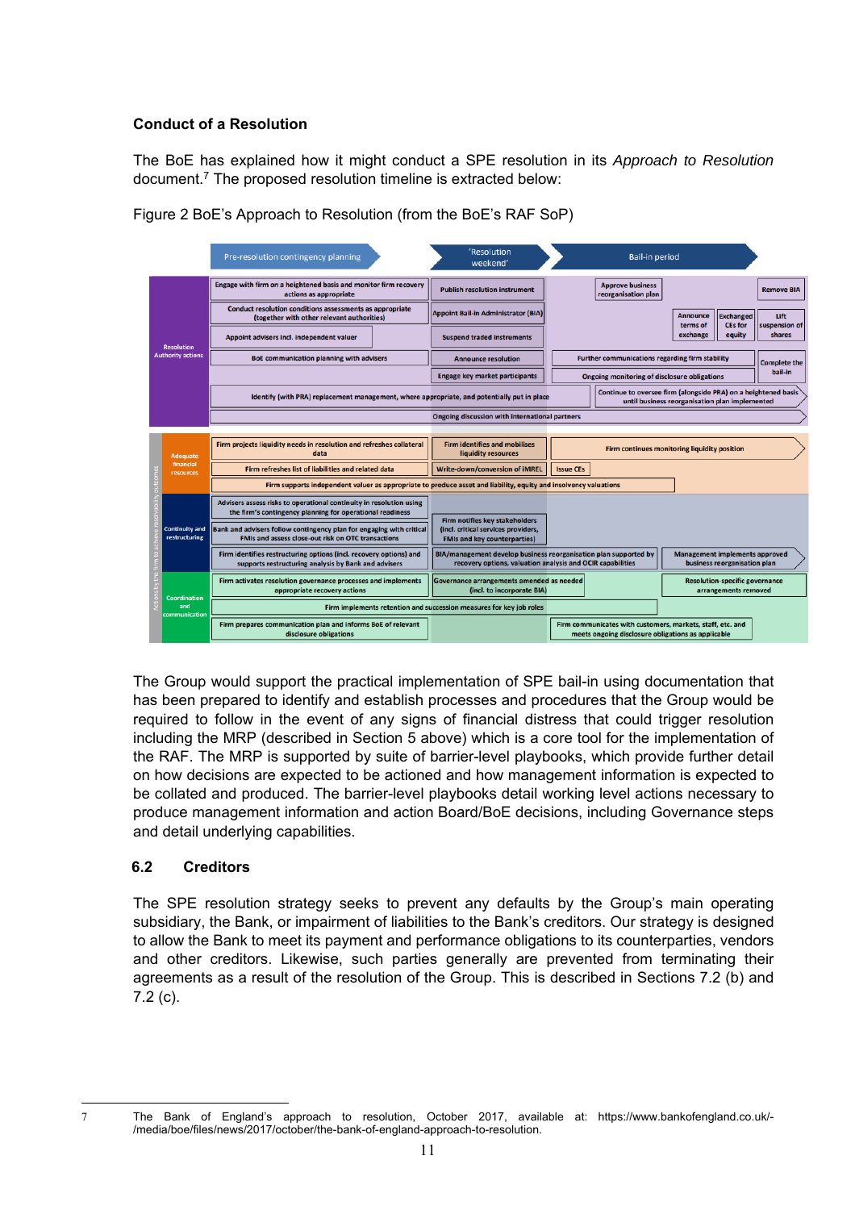**Conduct of a Resolution**

The BoE has explained how it might conduct a SPE resolution in its *Approach to Resolution* document.[7] The proposed resolution timeline is extracted below:

Figure 2 BoE's Approach to Resolution (from the BoE's RAF SoP)

The Group would support the practical implementation of SPE bail-in using documentation that has been prepared to identify and establish processes and procedures that the Group would be required to follow in the event of any signs of financial distress that could trigger resolution including the MRP (described in Section 5 above) which is a core tool for the implementation of the RAF. The MRP is supported by suite of barrier-level playbooks, which provide further detail on how decisions are expected to be actioned and how management information is expected to be collated and produced. The barrier-level playbooks detail working level actions necessary to produce management information and action Board/BoE decisions, including Governance steps and detail underlying capabilities.

## 6.2 Creditors

The SPE resolution strategy seeks to prevent any defaults by the Group's main operating subsidiary, the Bank, or impairment of liabilities to the Bank's creditors. Our strategy is designed to allow the Bank to meet its payment and performance obligations to its counterparties, vendors and other creditors. Likewise, such parties generally are prevented from terminating their agreements as a result of the resolution of the Group. This is described in Sections 7.2 (b) and 7.2 (c).

---

[7] The Bank of England's approach to resolution, October 2017, available at: https://www.bankofengland.co.uk/-/media/boe/files/news/2017/october/the-bank-of-england-approach-to-resolution.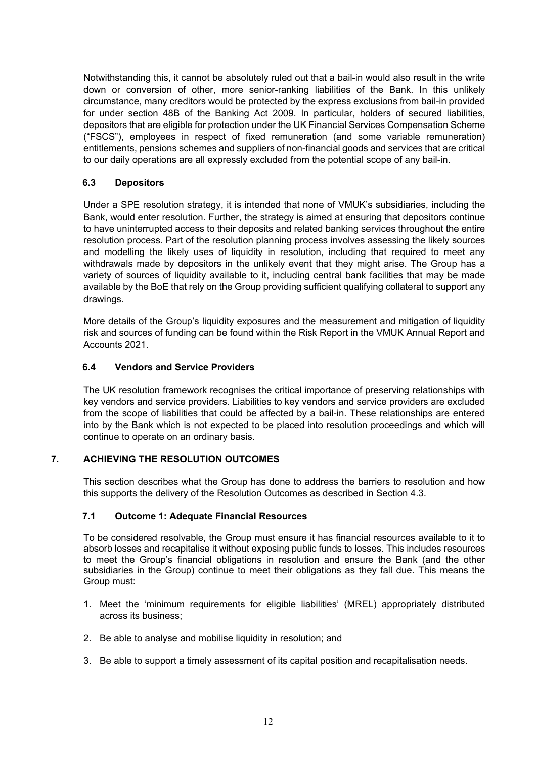Notwithstanding this, it cannot be absolutely ruled out that a bail-in would also result in the write down or conversion of other, more senior-ranking liabilities of the Bank. In this unlikely circumstance, many creditors would be protected by the express exclusions from bail-in provided for under section 48B of the Banking Act 2009. In particular, holders of secured liabilities, depositors that are eligible for protection under the UK Financial Services Compensation Scheme ("FSCS"), employees in respect of fixed remuneration (and some variable remuneration) entitlements, pensions schemes and suppliers of non-financial goods and services that are critical to our daily operations are all expressly excluded from the potential scope of any bail-in.

### 6.3 Depositors

Under a SPE resolution strategy, it is intended that none of VMUK's subsidiaries, including the Bank, would enter resolution. Further, the strategy is aimed at ensuring that depositors continue to have uninterrupted access to their deposits and related banking services throughout the entire resolution process. Part of the resolution planning process involves assessing the likely sources and modelling the likely uses of liquidity in resolution, including that required to meet any withdrawals made by depositors in the unlikely event that they might arise. The Group has a variety of sources of liquidity available to it, including central bank facilities that may be made available by the BoE that rely on the Group providing sufficient qualifying collateral to support any drawings.

More details of the Group's liquidity exposures and the measurement and mitigation of liquidity risk and sources of funding can be found within the Risk Report in the VMUK Annual Report and Accounts 2021.

### 6.4 Vendors and Service Providers

The UK resolution framework recognises the critical importance of preserving relationships with key vendors and service providers. Liabilities to key vendors and service providers are excluded from the scope of liabilities that could be affected by a bail-in. These relationships are entered into by the Bank which is not expected to be placed into resolution proceedings and which will continue to operate on an ordinary basis.

## 7. ACHIEVING THE RESOLUTION OUTCOMES

This section describes what the Group has done to address the barriers to resolution and how this supports the delivery of the Resolution Outcomes as described in Section 4.3.

### 7.1 Outcome 1: Adequate Financial Resources

To be considered resolvable, the Group must ensure it has financial resources available to it to absorb losses and recapitalise it without exposing public funds to losses. This includes resources to meet the Group's financial obligations in resolution and ensure the Bank (and the other subsidiaries in the Group) continue to meet their obligations as they fall due. This means the Group must:

1. Meet the 'minimum requirements for eligible liabilities' (MREL) appropriately distributed across its business;
2. Be able to analyse and mobilise liquidity in resolution; and
3. Be able to support a timely assessment of its capital position and recapitalisation needs.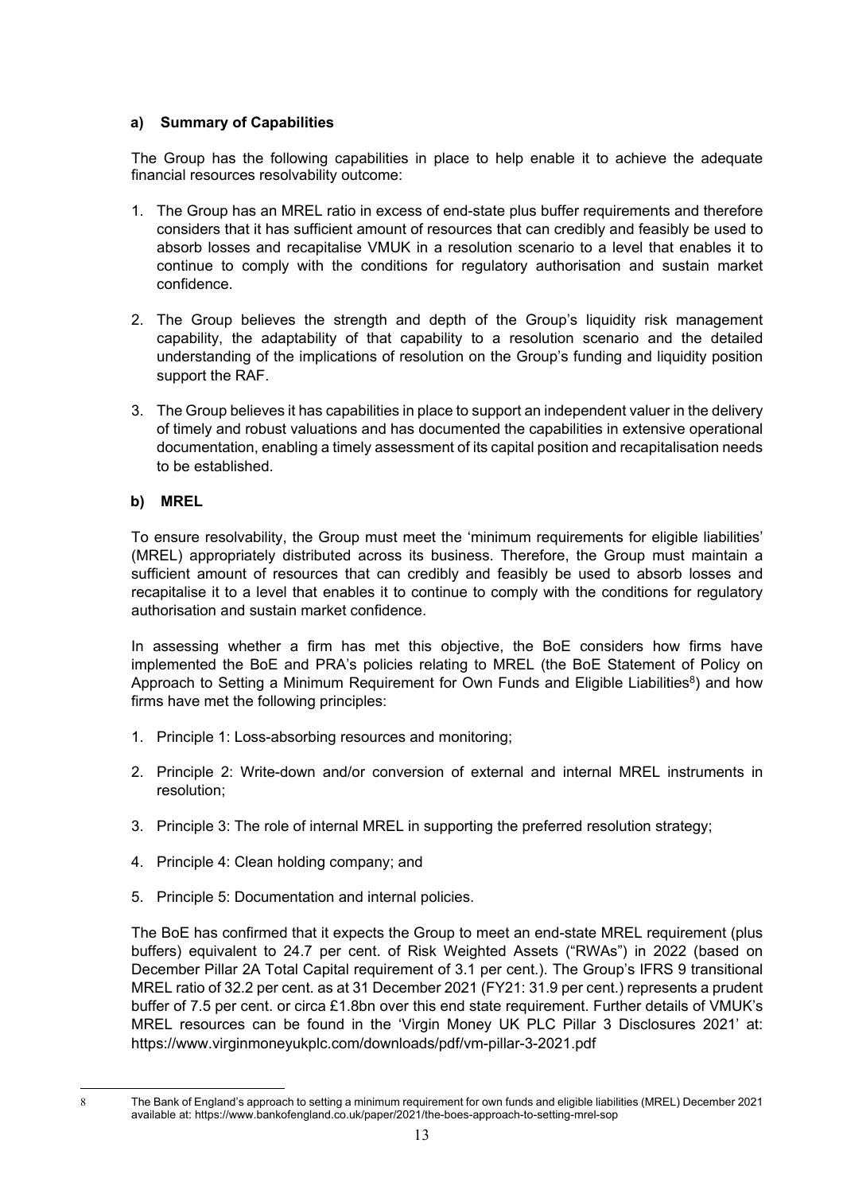### a) Summary of Capabilities

The Group has the following capabilities in place to help enable it to achieve the adequate financial resources resolvability outcome:

1. The Group has an MREL ratio in excess of end-state plus buffer requirements and therefore considers that it has sufficient amount of resources that can credibly and feasibly be used to absorb losses and recapitalise VMUK in a resolution scenario to a level that enables it to continue to comply with the conditions for regulatory authorisation and sustain market confidence.

2. The Group believes the strength and depth of the Group's liquidity risk management capability, the adaptability of that capability to a resolution scenario and the detailed understanding of the implications of resolution on the Group's funding and liquidity position support the RAF.

3. The Group believes it has capabilities in place to support an independent valuer in the delivery of timely and robust valuations and has documented the capabilities in extensive operational documentation, enabling a timely assessment of its capital position and recapitalisation needs to be established.

### b) MREL

To ensure resolvability, the Group must meet the 'minimum requirements for eligible liabilities' (MREL) appropriately distributed across its business. Therefore, the Group must maintain a sufficient amount of resources that can credibly and feasibly be used to absorb losses and recapitalise it to a level that enables it to continue to comply with the conditions for regulatory authorisation and sustain market confidence.

In assessing whether a firm has met this objective, the BoE considers how firms have implemented the BoE and PRA's policies relating to MREL (the BoE Statement of Policy on Approach to Setting a Minimum Requirement for Own Funds and Eligible Liabilities[8]) and how firms have met the following principles:

1. Principle 1: Loss-absorbing resources and monitoring;

2. Principle 2: Write-down and/or conversion of external and internal MREL instruments in resolution;

3. Principle 3: The role of internal MREL in supporting the preferred resolution strategy;

4. Principle 4: Clean holding company; and

5. Principle 5: Documentation and internal policies.

The BoE has confirmed that it expects the Group to meet an end-state MREL requirement (plus buffers) equivalent to 24.7 per cent. of Risk Weighted Assets ("RWAs") in 2022 (based on December Pillar 2A Total Capital requirement of 3.1 per cent.). The Group's IFRS 9 transitional MREL ratio of 32.2 per cent. as at 31 December 2021 (FY21: 31.9 per cent.) represents a prudent buffer of 7.5 per cent. or circa £1.8bn over this end state requirement. Further details of VMUK's MREL resources can be found in the 'Virgin Money UK PLC Pillar 3 Disclosures 2021' at: https://www.virginmoneyukplc.com/downloads/pdf/vm-pillar-3-2021.pdf

---

[8] The Bank of England's approach to setting a minimum requirement for own funds and eligible liabilities (MREL) December 2021 available at: https://www.bankofengland.co.uk/paper/2021/the-boes-approach-to-setting-mrel-sop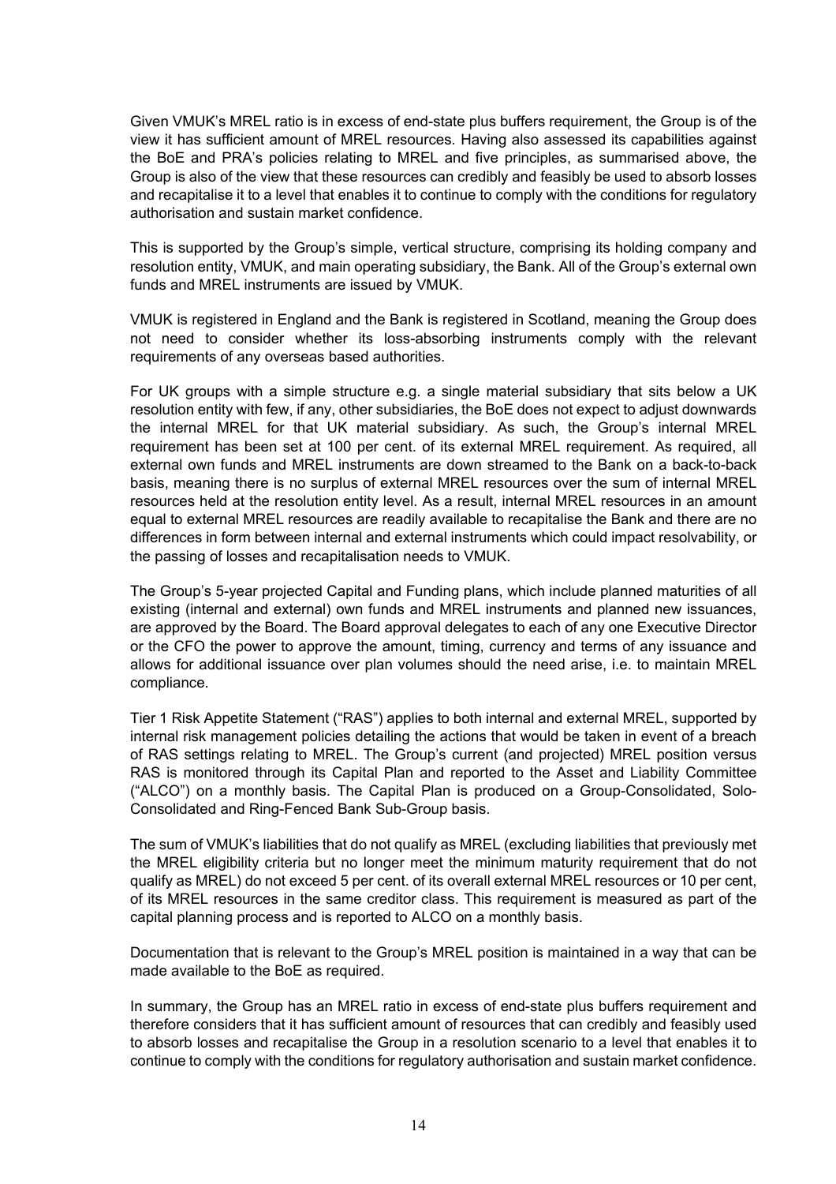Given VMUK's MREL ratio is in excess of end-state plus buffers requirement, the Group is of the view it has sufficient amount of MREL resources. Having also assessed its capabilities against the BoE and PRA's policies relating to MREL and five principles, as summarised above, the Group is also of the view that these resources can credibly and feasibly be used to absorb losses and recapitalise it to a level that enables it to continue to comply with the conditions for regulatory authorisation and sustain market confidence.

This is supported by the Group's simple, vertical structure, comprising its holding company and resolution entity, VMUK, and main operating subsidiary, the Bank. All of the Group's external own funds and MREL instruments are issued by VMUK.

VMUK is registered in England and the Bank is registered in Scotland, meaning the Group does not need to consider whether its loss-absorbing instruments comply with the relevant requirements of any overseas based authorities.

For UK groups with a simple structure e.g. a single material subsidiary that sits below a UK resolution entity with few, if any, other subsidiaries, the BoE does not expect to adjust downwards the internal MREL for that UK material subsidiary. As such, the Group's internal MREL requirement has been set at 100 per cent. of its external MREL requirement. As required, all external own funds and MREL instruments are down streamed to the Bank on a back-to-back basis, meaning there is no surplus of external MREL resources over the sum of internal MREL resources held at the resolution entity level. As a result, internal MREL resources in an amount equal to external MREL resources are readily available to recapitalise the Bank and there are no differences in form between internal and external instruments which could impact resolvability, or the passing of losses and recapitalisation needs to VMUK.

The Group's 5-year projected Capital and Funding plans, which include planned maturities of all existing (internal and external) own funds and MREL instruments and planned new issuances, are approved by the Board. The Board approval delegates to each of any one Executive Director or the CFO the power to approve the amount, timing, currency and terms of any issuance and allows for additional issuance over plan volumes should the need arise, i.e. to maintain MREL compliance.

Tier 1 Risk Appetite Statement ("RAS") applies to both internal and external MREL, supported by internal risk management policies detailing the actions that would be taken in event of a breach of RAS settings relating to MREL. The Group's current (and projected) MREL position versus RAS is monitored through its Capital Plan and reported to the Asset and Liability Committee ("ALCO") on a monthly basis. The Capital Plan is produced on a Group-Consolidated, Solo-Consolidated and Ring-Fenced Bank Sub-Group basis.

The sum of VMUK's liabilities that do not qualify as MREL (excluding liabilities that previously met the MREL eligibility criteria but no longer meet the minimum maturity requirement that do not qualify as MREL) do not exceed 5 per cent. of its overall external MREL resources or 10 per cent, of its MREL resources in the same creditor class. This requirement is measured as part of the capital planning process and is reported to ALCO on a monthly basis.

Documentation that is relevant to the Group's MREL position is maintained in a way that can be made available to the BoE as required.

In summary, the Group has an MREL ratio in excess of end-state plus buffers requirement and therefore considers that it has sufficient amount of resources that can credibly and feasibly used to absorb losses and recapitalise the Group in a resolution scenario to a level that enables it to continue to comply with the conditions for regulatory authorisation and sustain market confidence.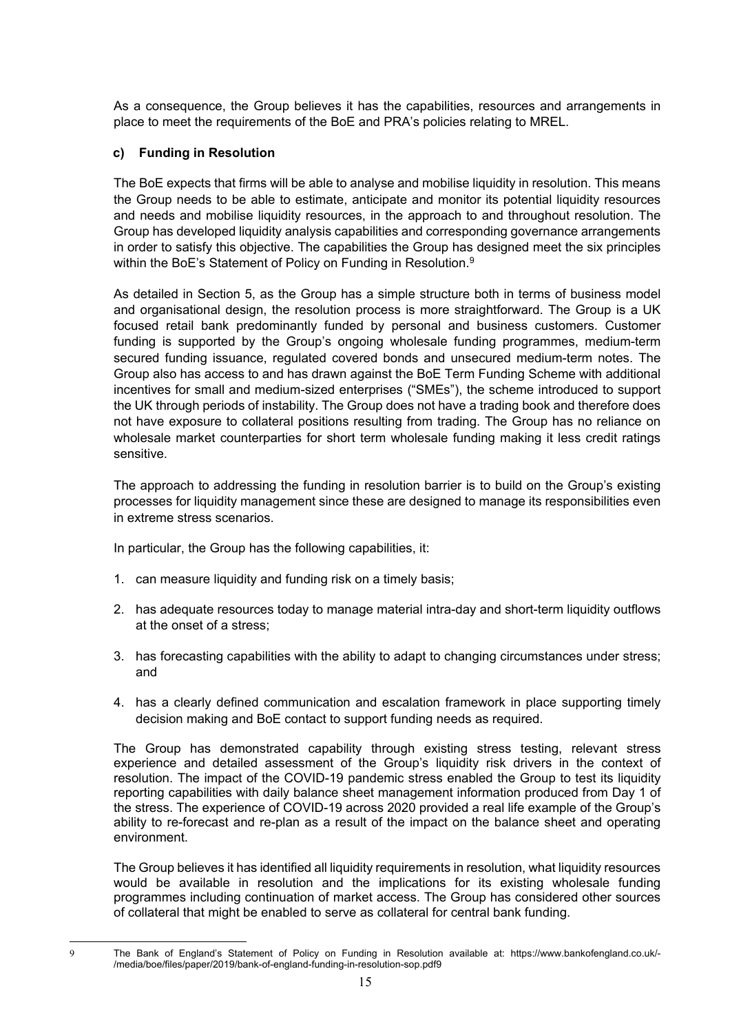As a consequence, the Group believes it has the capabilities, resources and arrangements in place to meet the requirements of the BoE and PRA's policies relating to MREL.

### c) Funding in Resolution

The BoE expects that firms will be able to analyse and mobilise liquidity in resolution. This means the Group needs to be able to estimate, anticipate and monitor its potential liquidity resources and needs and mobilise liquidity resources, in the approach to and throughout resolution. The Group has developed liquidity analysis capabilities and corresponding governance arrangements in order to satisfy this objective. The capabilities the Group has designed meet the six principles within the BoE's Statement of Policy on Funding in Resolution.[9]

As detailed in Section 5, as the Group has a simple structure both in terms of business model and organisational design, the resolution process is more straightforward. The Group is a UK focused retail bank predominantly funded by personal and business customers. Customer funding is supported by the Group's ongoing wholesale funding programmes, medium-term secured funding issuance, regulated covered bonds and unsecured medium-term notes. The Group also has access to and has drawn against the BoE Term Funding Scheme with additional incentives for small and medium-sized enterprises ("SMEs"), the scheme introduced to support the UK through periods of instability. The Group does not have a trading book and therefore does not have exposure to collateral positions resulting from trading. The Group has no reliance on wholesale market counterparties for short term wholesale funding making it less credit ratings sensitive.

The approach to addressing the funding in resolution barrier is to build on the Group's existing processes for liquidity management since these are designed to manage its responsibilities even in extreme stress scenarios.

In particular, the Group has the following capabilities, it:

1. can measure liquidity and funding risk on a timely basis;
2. has adequate resources today to manage material intra-day and short-term liquidity outflows at the onset of a stress;
3. has forecasting capabilities with the ability to adapt to changing circumstances under stress; and
4. has a clearly defined communication and escalation framework in place supporting timely decision making and BoE contact to support funding needs as required.

The Group has demonstrated capability through existing stress testing, relevant stress experience and detailed assessment of the Group's liquidity risk drivers in the context of resolution. The impact of the COVID-19 pandemic stress enabled the Group to test its liquidity reporting capabilities with daily balance sheet management information produced from Day 1 of the stress. The experience of COVID-19 across 2020 provided a real life example of the Group's ability to re-forecast and re-plan as a result of the impact on the balance sheet and operating environment.

The Group believes it has identified all liquidity requirements in resolution, what liquidity resources would be available in resolution and the implications for its existing wholesale funding programmes including continuation of market access. The Group has considered other sources of collateral that might be enabled to serve as collateral for central bank funding.

---

[9] The Bank of England's Statement of Policy on Funding in Resolution available at: https://www.bankofengland.co.uk/-/media/boe/files/paper/2019/bank-of-england-funding-in-resolution-sop.pdf9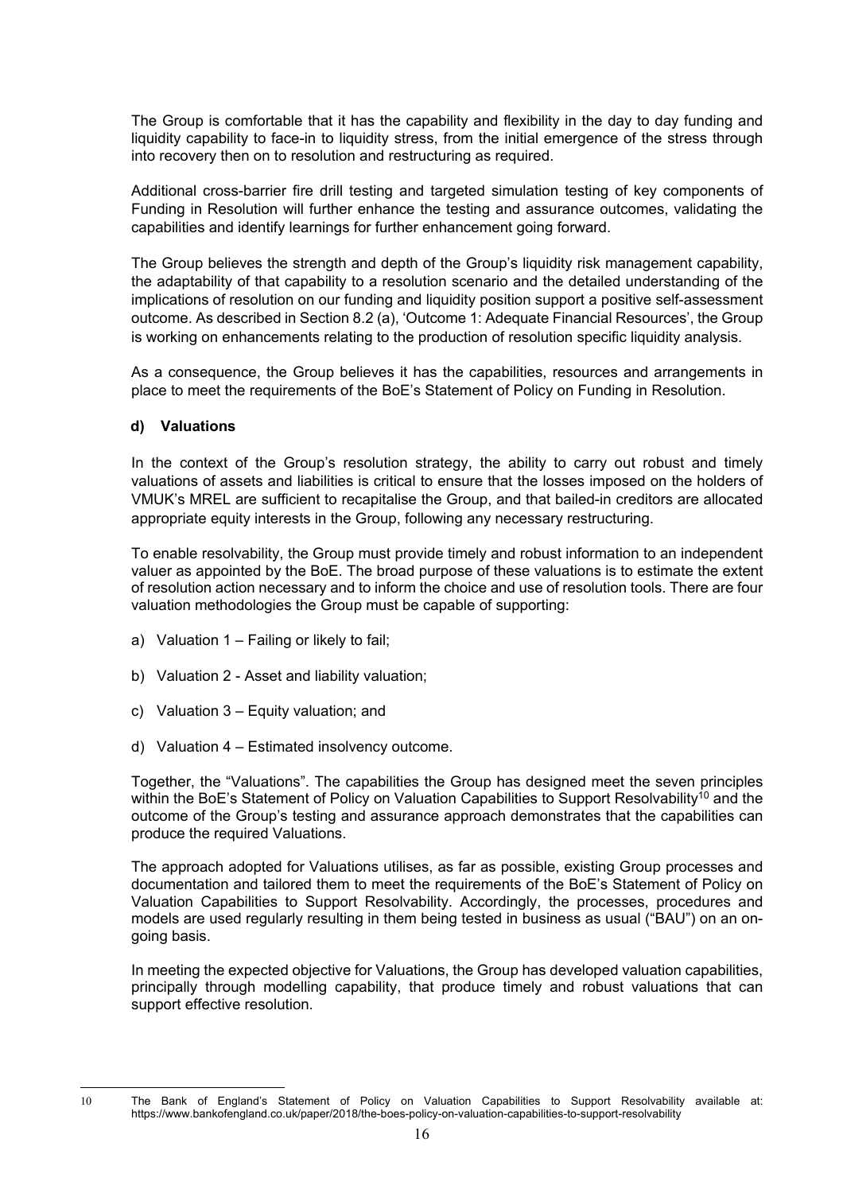The Group is comfortable that it has the capability and flexibility in the day to day funding and liquidity capability to face-in to liquidity stress, from the initial emergence of the stress through into recovery then on to resolution and restructuring as required.

Additional cross-barrier fire drill testing and targeted simulation testing of key components of Funding in Resolution will further enhance the testing and assurance outcomes, validating the capabilities and identify learnings for further enhancement going forward.

The Group believes the strength and depth of the Group's liquidity risk management capability, the adaptability of that capability to a resolution scenario and the detailed understanding of the implications of resolution on our funding and liquidity position support a positive self-assessment outcome. As described in Section 8.2 (a), 'Outcome 1: Adequate Financial Resources', the Group is working on enhancements relating to the production of resolution specific liquidity analysis.

As a consequence, the Group believes it has the capabilities, resources and arrangements in place to meet the requirements of the BoE's Statement of Policy on Funding in Resolution.

#### d) Valuations

In the context of the Group's resolution strategy, the ability to carry out robust and timely valuations of assets and liabilities is critical to ensure that the losses imposed on the holders of VMUK's MREL are sufficient to recapitalise the Group, and that bailed-in creditors are allocated appropriate equity interests in the Group, following any necessary restructuring.

To enable resolvability, the Group must provide timely and robust information to an independent valuer as appointed by the BoE. The broad purpose of these valuations is to estimate the extent of resolution action necessary and to inform the choice and use of resolution tools. There are four valuation methodologies the Group must be capable of supporting:

a) Valuation 1 – Failing or likely to fail;

b) Valuation 2 - Asset and liability valuation;

c) Valuation 3 – Equity valuation; and

d) Valuation 4 – Estimated insolvency outcome.

Together, the "Valuations". The capabilities the Group has designed meet the seven principles within the BoE's Statement of Policy on Valuation Capabilities to Support Resolvability[10] and the outcome of the Group's testing and assurance approach demonstrates that the capabilities can produce the required Valuations.

The approach adopted for Valuations utilises, as far as possible, existing Group processes and documentation and tailored them to meet the requirements of the BoE's Statement of Policy on Valuation Capabilities to Support Resolvability. Accordingly, the processes, procedures and models are used regularly resulting in them being tested in business as usual ("BAU") on an on-going basis.

In meeting the expected objective for Valuations, the Group has developed valuation capabilities, principally through modelling capability, that produce timely and robust valuations that can support effective resolution.

---

10 The Bank of England's Statement of Policy on Valuation Capabilities to Support Resolvability available at: https://www.bankofengland.co.uk/paper/2018/the-boes-policy-on-valuation-capabilities-to-support-resolvability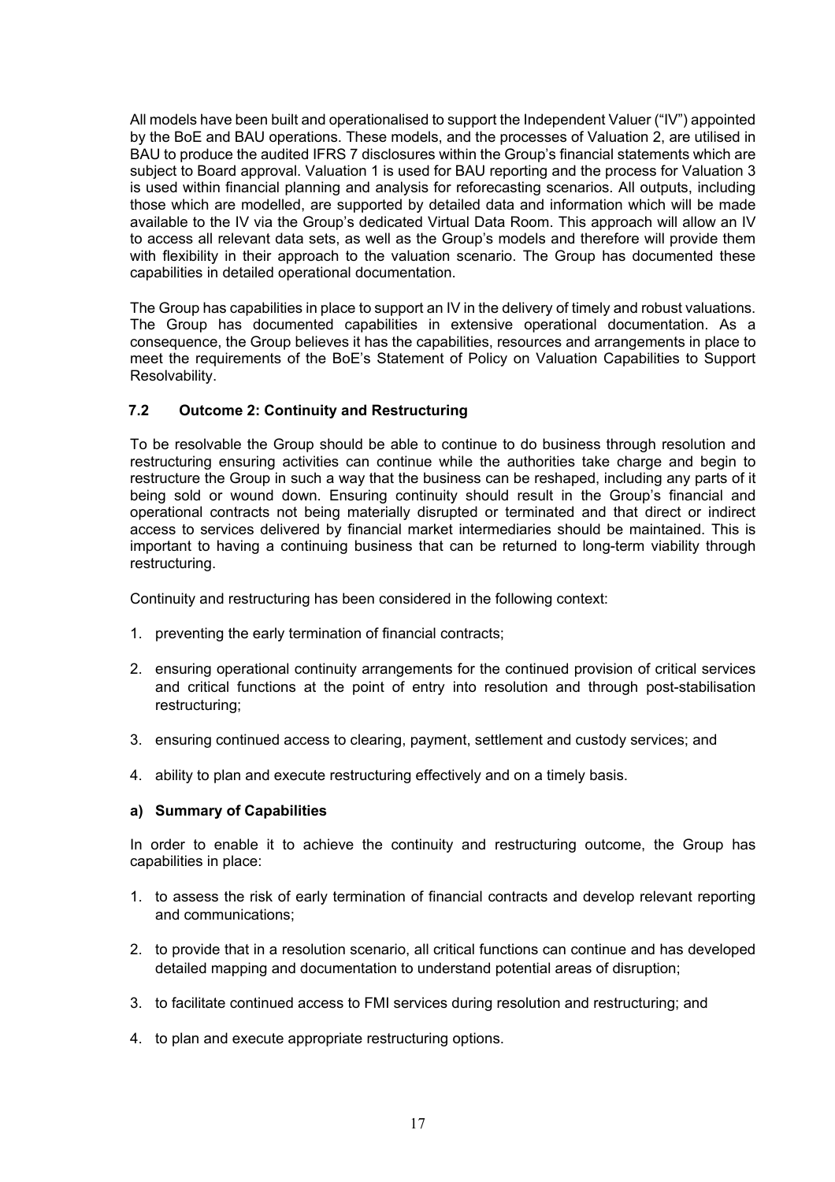All models have been built and operationalised to support the Independent Valuer ("IV") appointed by the BoE and BAU operations. These models, and the processes of Valuation 2, are utilised in BAU to produce the audited IFRS 7 disclosures within the Group's financial statements which are subject to Board approval. Valuation 1 is used for BAU reporting and the process for Valuation 3 is used within financial planning and analysis for reforecasting scenarios. All outputs, including those which are modelled, are supported by detailed data and information which will be made available to the IV via the Group's dedicated Virtual Data Room. This approach will allow an IV to access all relevant data sets, as well as the Group's models and therefore will provide them with flexibility in their approach to the valuation scenario. The Group has documented these capabilities in detailed operational documentation.

The Group has capabilities in place to support an IV in the delivery of timely and robust valuations. The Group has documented capabilities in extensive operational documentation. As a consequence, the Group believes it has the capabilities, resources and arrangements in place to meet the requirements of the BoE's Statement of Policy on Valuation Capabilities to Support Resolvability.

### 7.2 Outcome 2: Continuity and Restructuring

To be resolvable the Group should be able to continue to do business through resolution and restructuring ensuring activities can continue while the authorities take charge and begin to restructure the Group in such a way that the business can be reshaped, including any parts of it being sold or wound down. Ensuring continuity should result in the Group's financial and operational contracts not being materially disrupted or terminated and that direct or indirect access to services delivered by financial market intermediaries should be maintained. This is important to having a continuing business that can be returned to long-term viability through restructuring.

Continuity and restructuring has been considered in the following context:

1. preventing the early termination of financial contracts;
2. ensuring operational continuity arrangements for the continued provision of critical services and critical functions at the point of entry into resolution and through post-stabilisation restructuring;
3. ensuring continued access to clearing, payment, settlement and custody services; and
4. ability to plan and execute restructuring effectively and on a timely basis.

#### a) Summary of Capabilities

In order to enable it to achieve the continuity and restructuring outcome, the Group has capabilities in place:

1. to assess the risk of early termination of financial contracts and develop relevant reporting and communications;
2. to provide that in a resolution scenario, all critical functions can continue and has developed detailed mapping and documentation to understand potential areas of disruption;
3. to facilitate continued access to FMI services during resolution and restructuring; and
4. to plan and execute appropriate restructuring options.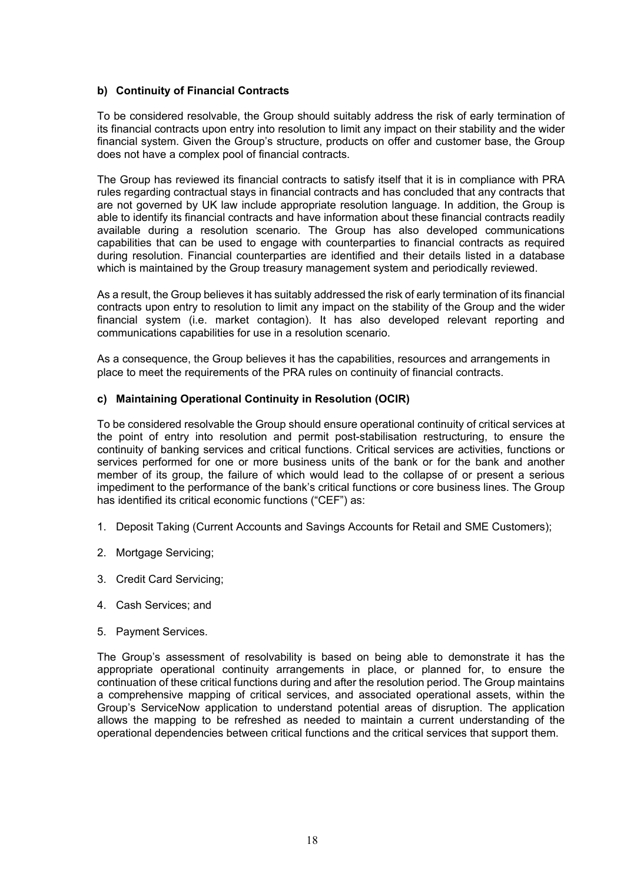### b) Continuity of Financial Contracts

To be considered resolvable, the Group should suitably address the risk of early termination of its financial contracts upon entry into resolution to limit any impact on their stability and the wider financial system. Given the Group's structure, products on offer and customer base, the Group does not have a complex pool of financial contracts.

The Group has reviewed its financial contracts to satisfy itself that it is in compliance with PRA rules regarding contractual stays in financial contracts and has concluded that any contracts that are not governed by UK law include appropriate resolution language. In addition, the Group is able to identify its financial contracts and have information about these financial contracts readily available during a resolution scenario. The Group has also developed communications capabilities that can be used to engage with counterparties to financial contracts as required during resolution. Financial counterparties are identified and their details listed in a database which is maintained by the Group treasury management system and periodically reviewed.

As a result, the Group believes it has suitably addressed the risk of early termination of its financial contracts upon entry to resolution to limit any impact on the stability of the Group and the wider financial system (i.e. market contagion). It has also developed relevant reporting and communications capabilities for use in a resolution scenario.

As a consequence, the Group believes it has the capabilities, resources and arrangements in place to meet the requirements of the PRA rules on continuity of financial contracts.

### c) Maintaining Operational Continuity in Resolution (OCIR)

To be considered resolvable the Group should ensure operational continuity of critical services at the point of entry into resolution and permit post-stabilisation restructuring, to ensure the continuity of banking services and critical functions. Critical services are activities, functions or services performed for one or more business units of the bank or for the bank and another member of its group, the failure of which would lead to the collapse of or present a serious impediment to the performance of the bank's critical functions or core business lines. The Group has identified its critical economic functions ("CEF") as:

1. Deposit Taking (Current Accounts and Savings Accounts for Retail and SME Customers);
2. Mortgage Servicing;
3. Credit Card Servicing;
4. Cash Services; and
5. Payment Services.

The Group's assessment of resolvability is based on being able to demonstrate it has the appropriate operational continuity arrangements in place, or planned for, to ensure the continuation of these critical functions during and after the resolution period. The Group maintains a comprehensive mapping of critical services, and associated operational assets, within the Group's ServiceNow application to understand potential areas of disruption. The application allows the mapping to be refreshed as needed to maintain a current understanding of the operational dependencies between critical functions and the critical services that support them.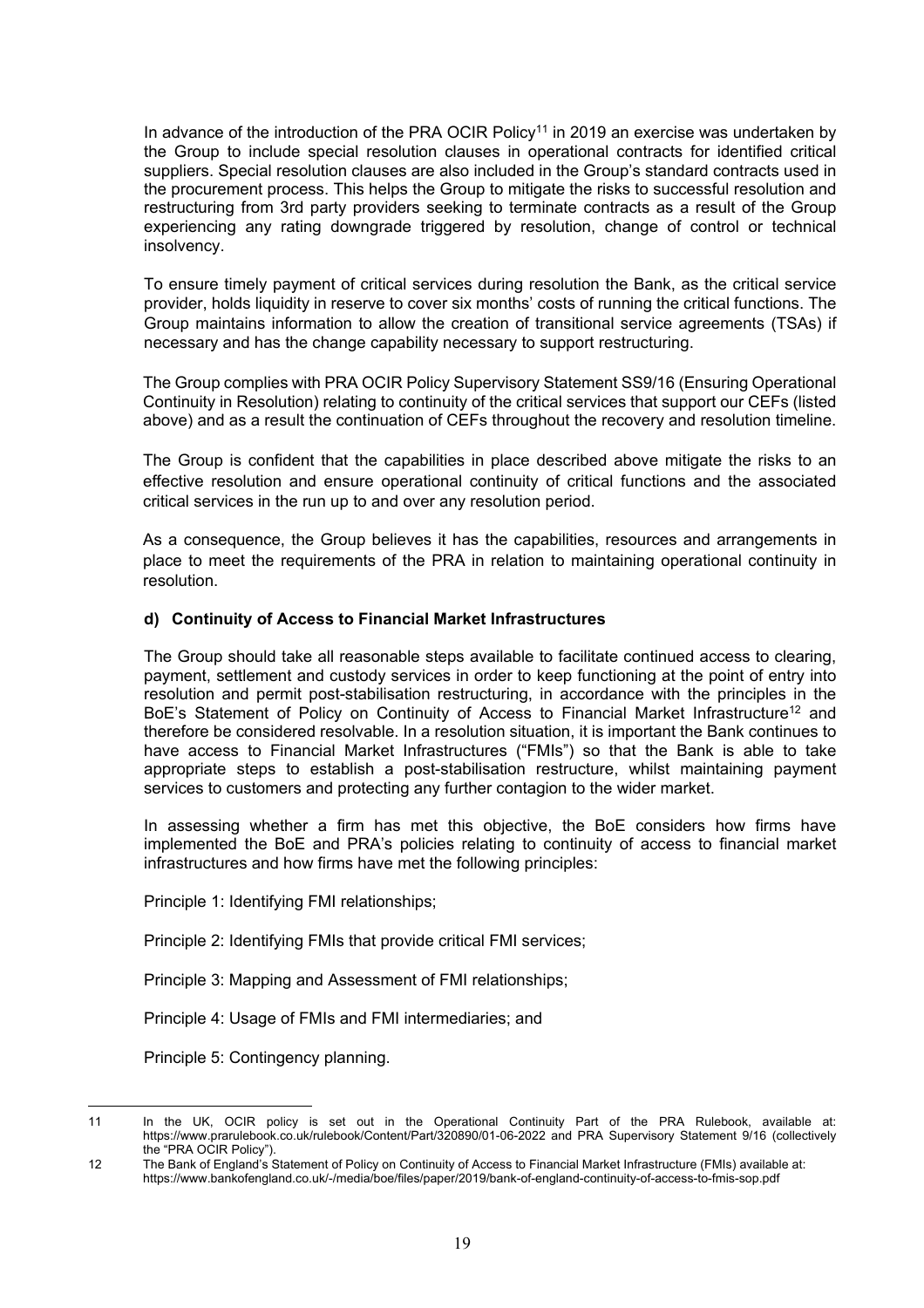In advance of the introduction of the PRA OCIR Policy[11] in 2019 an exercise was undertaken by the Group to include special resolution clauses in operational contracts for identified critical suppliers. Special resolution clauses are also included in the Group's standard contracts used in the procurement process. This helps the Group to mitigate the risks to successful resolution and restructuring from 3rd party providers seeking to terminate contracts as a result of the Group experiencing any rating downgrade triggered by resolution, change of control or technical insolvency.

To ensure timely payment of critical services during resolution the Bank, as the critical service provider, holds liquidity in reserve to cover six months' costs of running the critical functions. The Group maintains information to allow the creation of transitional service agreements (TSAs) if necessary and has the change capability necessary to support restructuring.

The Group complies with PRA OCIR Policy Supervisory Statement SS9/16 (Ensuring Operational Continuity in Resolution) relating to continuity of the critical services that support our CEFs (listed above) and as a result the continuation of CEFs throughout the recovery and resolution timeline.

The Group is confident that the capabilities in place described above mitigate the risks to an effective resolution and ensure operational continuity of critical functions and the associated critical services in the run up to and over any resolution period.

As a consequence, the Group believes it has the capabilities, resources and arrangements in place to meet the requirements of the PRA in relation to maintaining operational continuity in resolution.

**d) Continuity of Access to Financial Market Infrastructures**

The Group should take all reasonable steps available to facilitate continued access to clearing, payment, settlement and custody services in order to keep functioning at the point of entry into resolution and permit post-stabilisation restructuring, in accordance with the principles in the BoE's Statement of Policy on Continuity of Access to Financial Market Infrastructure[12] and therefore be considered resolvable. In a resolution situation, it is important the Bank continues to have access to Financial Market Infrastructures ("FMIs") so that the Bank is able to take appropriate steps to establish a post-stabilisation restructure, whilst maintaining payment services to customers and protecting any further contagion to the wider market.

In assessing whether a firm has met this objective, the BoE considers how firms have implemented the BoE and PRA's policies relating to continuity of access to financial market infrastructures and how firms have met the following principles:

Principle 1: Identifying FMI relationships;

Principle 2: Identifying FMIs that provide critical FMI services;

Principle 3: Mapping and Assessment of FMI relationships;

Principle 4: Usage of FMIs and FMI intermediaries; and

Principle 5: Contingency planning.

---

11 In the UK, OCIR policy is set out in the Operational Continuity Part of the PRA Rulebook, available at: https://www.prarulebook.co.uk/rulebook/Content/Part/320890/01-06-2022 and PRA Supervisory Statement 9/16 (collectively the "PRA OCIR Policy").

12 The Bank of England's Statement of Policy on Continuity of Access to Financial Market Infrastructure (FMIs) available at: https://www.bankofengland.co.uk/-/media/boe/files/paper/2019/bank-of-england-continuity-of-access-to-fmis-sop.pdf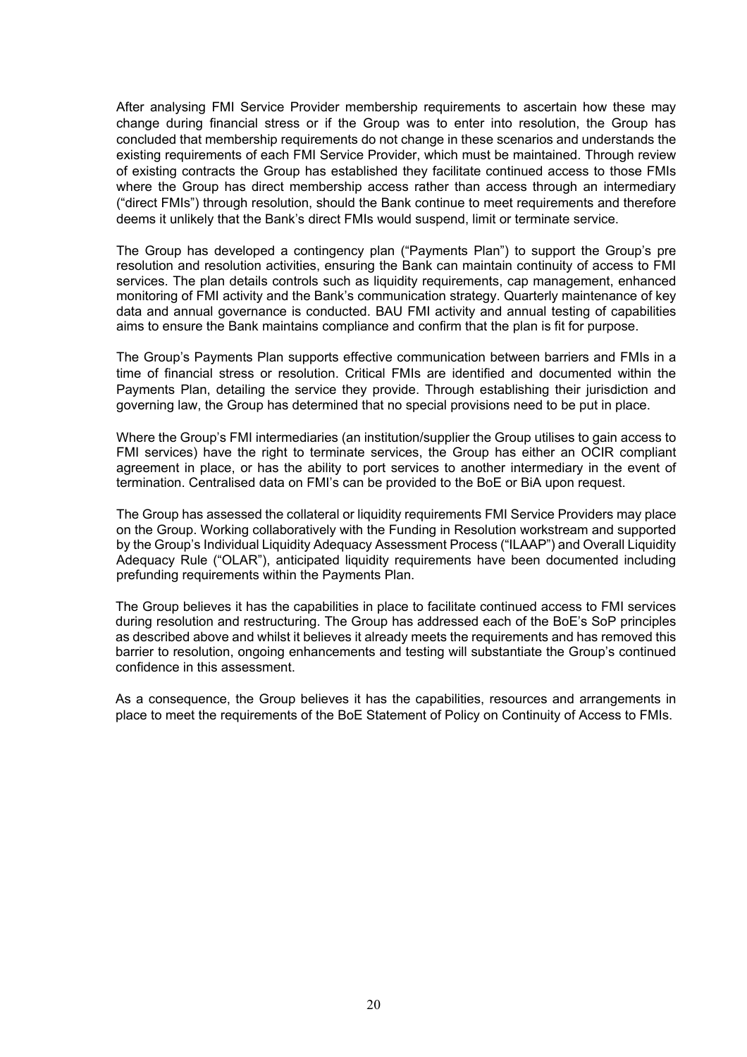After analysing FMI Service Provider membership requirements to ascertain how these may change during financial stress or if the Group was to enter into resolution, the Group has concluded that membership requirements do not change in these scenarios and understands the existing requirements of each FMI Service Provider, which must be maintained. Through review of existing contracts the Group has established they facilitate continued access to those FMIs where the Group has direct membership access rather than access through an intermediary ("direct FMIs") through resolution, should the Bank continue to meet requirements and therefore deems it unlikely that the Bank's direct FMIs would suspend, limit or terminate service.

The Group has developed a contingency plan ("Payments Plan") to support the Group's pre resolution and resolution activities, ensuring the Bank can maintain continuity of access to FMI services. The plan details controls such as liquidity requirements, cap management, enhanced monitoring of FMI activity and the Bank's communication strategy. Quarterly maintenance of key data and annual governance is conducted. BAU FMI activity and annual testing of capabilities aims to ensure the Bank maintains compliance and confirm that the plan is fit for purpose.

The Group's Payments Plan supports effective communication between barriers and FMIs in a time of financial stress or resolution. Critical FMIs are identified and documented within the Payments Plan, detailing the service they provide. Through establishing their jurisdiction and governing law, the Group has determined that no special provisions need to be put in place.

Where the Group's FMI intermediaries (an institution/supplier the Group utilises to gain access to FMI services) have the right to terminate services, the Group has either an OCIR compliant agreement in place, or has the ability to port services to another intermediary in the event of termination. Centralised data on FMI's can be provided to the BoE or BiA upon request.

The Group has assessed the collateral or liquidity requirements FMI Service Providers may place on the Group. Working collaboratively with the Funding in Resolution workstream and supported by the Group's Individual Liquidity Adequacy Assessment Process ("ILAAP") and Overall Liquidity Adequacy Rule ("OLAR"), anticipated liquidity requirements have been documented including prefunding requirements within the Payments Plan.

The Group believes it has the capabilities in place to facilitate continued access to FMI services during resolution and restructuring. The Group has addressed each of the BoE's SoP principles as described above and whilst it believes it already meets the requirements and has removed this barrier to resolution, ongoing enhancements and testing will substantiate the Group's continued confidence in this assessment.

As a consequence, the Group believes it has the capabilities, resources and arrangements in place to meet the requirements of the BoE Statement of Policy on Continuity of Access to FMIs.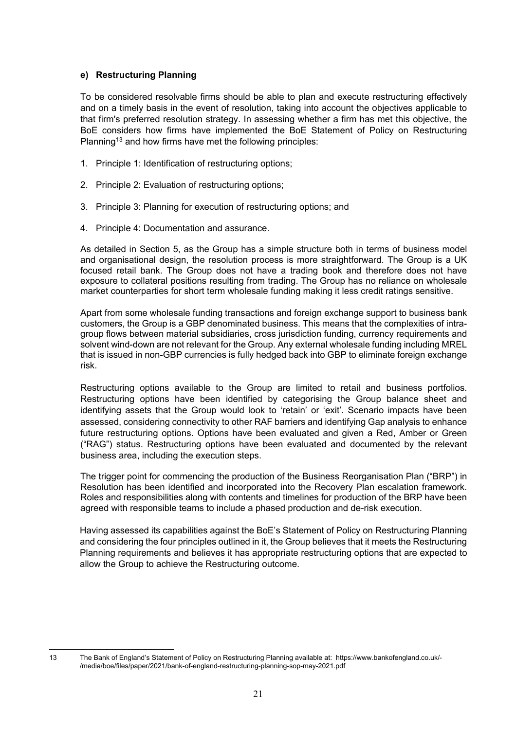#### e) Restructuring Planning

To be considered resolvable firms should be able to plan and execute restructuring effectively and on a timely basis in the event of resolution, taking into account the objectives applicable to that firm's preferred resolution strategy. In assessing whether a firm has met this objective, the BoE considers how firms have implemented the BoE Statement of Policy on Restructuring Planning[13] and how firms have met the following principles:

1. Principle 1: Identification of restructuring options;
2. Principle 2: Evaluation of restructuring options;
3. Principle 3: Planning for execution of restructuring options; and
4. Principle 4: Documentation and assurance.

As detailed in Section 5, as the Group has a simple structure both in terms of business model and organisational design, the resolution process is more straightforward. The Group is a UK focused retail bank. The Group does not have a trading book and therefore does not have exposure to collateral positions resulting from trading. The Group has no reliance on wholesale market counterparties for short term wholesale funding making it less credit ratings sensitive.

Apart from some wholesale funding transactions and foreign exchange support to business bank customers, the Group is a GBP denominated business. This means that the complexities of intra-group flows between material subsidiaries, cross jurisdiction funding, currency requirements and solvent wind-down are not relevant for the Group. Any external wholesale funding including MREL that is issued in non-GBP currencies is fully hedged back into GBP to eliminate foreign exchange risk.

Restructuring options available to the Group are limited to retail and business portfolios. Restructuring options have been identified by categorising the Group balance sheet and identifying assets that the Group would look to 'retain' or 'exit'. Scenario impacts have been assessed, considering connectivity to other RAF barriers and identifying Gap analysis to enhance future restructuring options. Options have been evaluated and given a Red, Amber or Green ("RAG") status. Restructuring options have been evaluated and documented by the relevant business area, including the execution steps.

The trigger point for commencing the production of the Business Reorganisation Plan ("BRP") in Resolution has been identified and incorporated into the Recovery Plan escalation framework. Roles and responsibilities along with contents and timelines for production of the BRP have been agreed with responsible teams to include a phased production and de-risk execution.

Having assessed its capabilities against the BoE's Statement of Policy on Restructuring Planning and considering the four principles outlined in it, the Group believes that it meets the Restructuring Planning requirements and believes it has appropriate restructuring options that are expected to allow the Group to achieve the Restructuring outcome.

[13] The Bank of England's Statement of Policy on Restructuring Planning available at: https://www.bankofengland.co.uk/-/media/boe/files/paper/2021/bank-of-england-restructuring-planning-sop-may-2021.pdf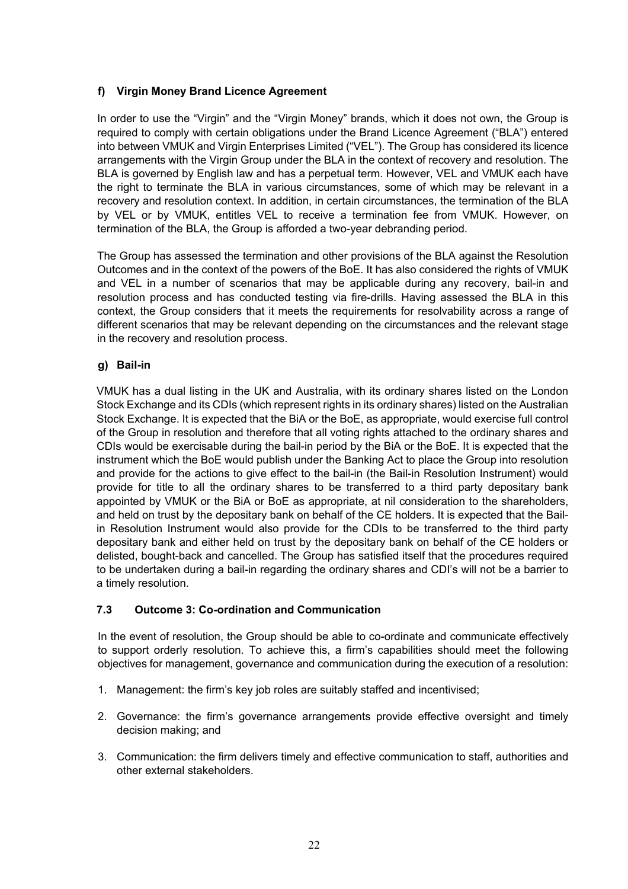#### f) Virgin Money Brand Licence Agreement

In order to use the "Virgin" and the "Virgin Money" brands, which it does not own, the Group is required to comply with certain obligations under the Brand Licence Agreement ("BLA") entered into between VMUK and Virgin Enterprises Limited ("VEL"). The Group has considered its licence arrangements with the Virgin Group under the BLA in the context of recovery and resolution. The BLA is governed by English law and has a perpetual term. However, VEL and VMUK each have the right to terminate the BLA in various circumstances, some of which may be relevant in a recovery and resolution context. In addition, in certain circumstances, the termination of the BLA by VEL or by VMUK, entitles VEL to receive a termination fee from VMUK. However, on termination of the BLA, the Group is afforded a two-year debranding period.

The Group has assessed the termination and other provisions of the BLA against the Resolution Outcomes and in the context of the powers of the BoE. It has also considered the rights of VMUK and VEL in a number of scenarios that may be applicable during any recovery, bail-in and resolution process and has conducted testing via fire-drills. Having assessed the BLA in this context, the Group considers that it meets the requirements for resolvability across a range of different scenarios that may be relevant depending on the circumstances and the relevant stage in the recovery and resolution process.

#### g) Bail-in

VMUK has a dual listing in the UK and Australia, with its ordinary shares listed on the London Stock Exchange and its CDIs (which represent rights in its ordinary shares) listed on the Australian Stock Exchange. It is expected that the BiA or the BoE, as appropriate, would exercise full control of the Group in resolution and therefore that all voting rights attached to the ordinary shares and CDIs would be exercisable during the bail-in period by the BiA or the BoE. It is expected that the instrument which the BoE would publish under the Banking Act to place the Group into resolution and provide for the actions to give effect to the bail-in (the Bail-in Resolution Instrument) would provide for title to all the ordinary shares to be transferred to a third party depositary bank appointed by VMUK or the BiA or BoE as appropriate, at nil consideration to the shareholders, and held on trust by the depositary bank on behalf of the CE holders. It is expected that the Bail-in Resolution Instrument would also provide for the CDIs to be transferred to the third party depositary bank and either held on trust by the depositary bank on behalf of the CE holders or delisted, bought-back and cancelled. The Group has satisfied itself that the procedures required to be undertaken during a bail-in regarding the ordinary shares and CDI's will not be a barrier to a timely resolution.

### 7.3 Outcome 3: Co-ordination and Communication

In the event of resolution, the Group should be able to co-ordinate and communicate effectively to support orderly resolution. To achieve this, a firm's capabilities should meet the following objectives for management, governance and communication during the execution of a resolution:

1. Management: the firm's key job roles are suitably staffed and incentivised;
2. Governance: the firm's governance arrangements provide effective oversight and timely decision making; and
3. Communication: the firm delivers timely and effective communication to staff, authorities and other external stakeholders.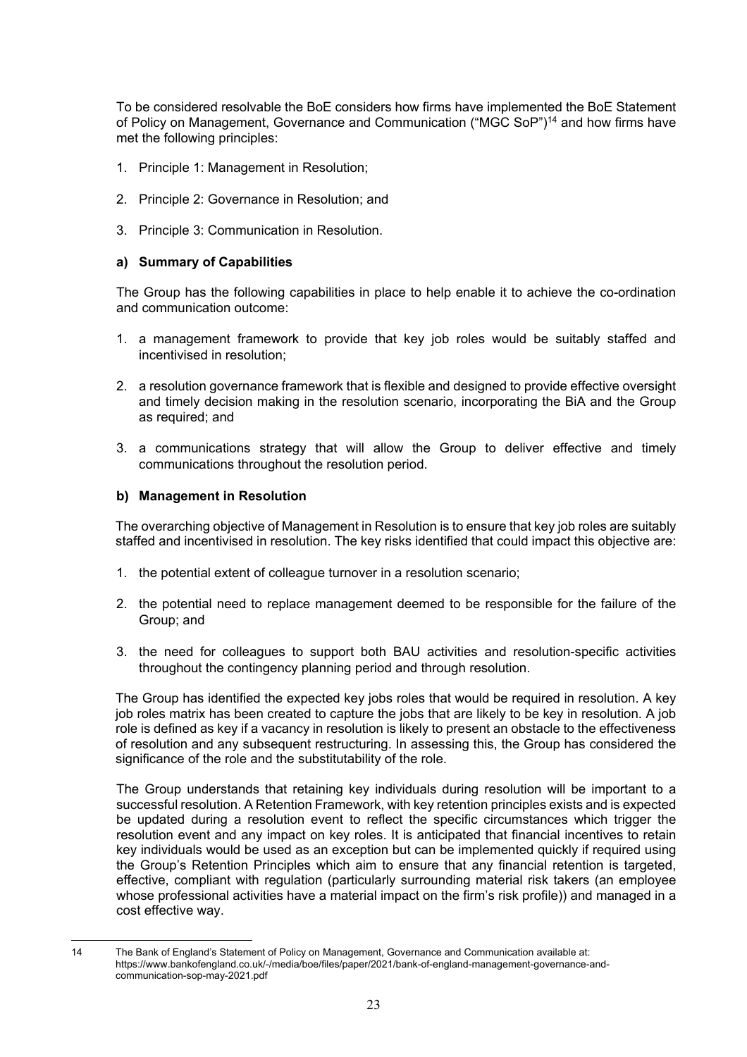To be considered resolvable the BoE considers how firms have implemented the BoE Statement of Policy on Management, Governance and Communication ("MGC SoP")[14] and how firms have met the following principles:

1. Principle 1: Management in Resolution;
2. Principle 2: Governance in Resolution; and
3. Principle 3: Communication in Resolution.

#### a) Summary of Capabilities

The Group has the following capabilities in place to help enable it to achieve the co-ordination and communication outcome:

1. a management framework to provide that key job roles would be suitably staffed and incentivised in resolution;
2. a resolution governance framework that is flexible and designed to provide effective oversight and timely decision making in the resolution scenario, incorporating the BiA and the Group as required; and
3. a communications strategy that will allow the Group to deliver effective and timely communications throughout the resolution period.

#### b) Management in Resolution

The overarching objective of Management in Resolution is to ensure that key job roles are suitably staffed and incentivised in resolution. The key risks identified that could impact this objective are:

1. the potential extent of colleague turnover in a resolution scenario;
2. the potential need to replace management deemed to be responsible for the failure of the Group; and
3. the need for colleagues to support both BAU activities and resolution-specific activities throughout the contingency planning period and through resolution.

The Group has identified the expected key jobs roles that would be required in resolution. A key job roles matrix has been created to capture the jobs that are likely to be key in resolution. A job role is defined as key if a vacancy in resolution is likely to present an obstacle to the effectiveness of resolution and any subsequent restructuring. In assessing this, the Group has considered the significance of the role and the substitutability of the role.

The Group understands that retaining key individuals during resolution will be important to a successful resolution. A Retention Framework, with key retention principles exists and is expected be updated during a resolution event to reflect the specific circumstances which trigger the resolution event and any impact on key roles. It is anticipated that financial incentives to retain key individuals would be used as an exception but can be implemented quickly if required using the Group's Retention Principles which aim to ensure that any financial retention is targeted, effective, compliant with regulation (particularly surrounding material risk takers (an employee whose professional activities have a material impact on the firm's risk profile)) and managed in a cost effective way.

---

[14] The Bank of England's Statement of Policy on Management, Governance and Communication available at: https://www.bankofengland.co.uk/-/media/boe/files/paper/2021/bank-of-england-management-governance-and-communication-sop-may-2021.pdf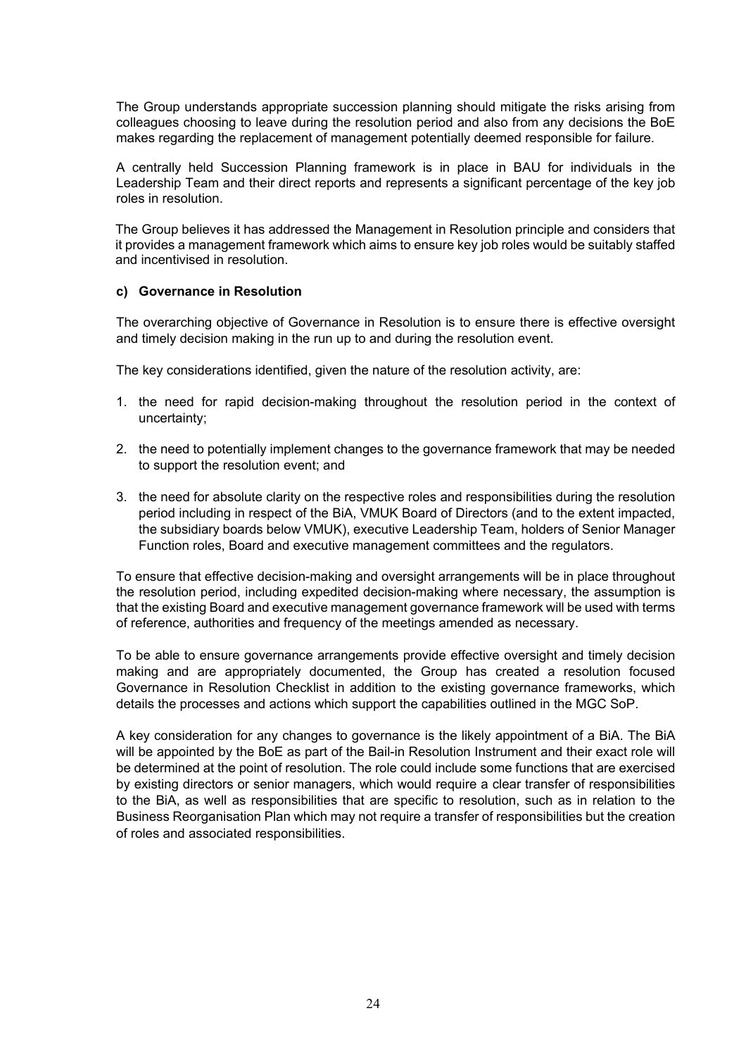The Group understands appropriate succession planning should mitigate the risks arising from colleagues choosing to leave during the resolution period and also from any decisions the BoE makes regarding the replacement of management potentially deemed responsible for failure.

A centrally held Succession Planning framework is in place in BAU for individuals in the Leadership Team and their direct reports and represents a significant percentage of the key job roles in resolution.

The Group believes it has addressed the Management in Resolution principle and considers that it provides a management framework which aims to ensure key job roles would be suitably staffed and incentivised in resolution.

**c) Governance in Resolution**

The overarching objective of Governance in Resolution is to ensure there is effective oversight and timely decision making in the run up to and during the resolution event.

The key considerations identified, given the nature of the resolution activity, are:

1. the need for rapid decision-making throughout the resolution period in the context of uncertainty;

2. the need to potentially implement changes to the governance framework that may be needed to support the resolution event; and

3. the need for absolute clarity on the respective roles and responsibilities during the resolution period including in respect of the BiA, VMUK Board of Directors (and to the extent impacted, the subsidiary boards below VMUK), executive Leadership Team, holders of Senior Manager Function roles, Board and executive management committees and the regulators.

To ensure that effective decision-making and oversight arrangements will be in place throughout the resolution period, including expedited decision-making where necessary, the assumption is that the existing Board and executive management governance framework will be used with terms of reference, authorities and frequency of the meetings amended as necessary.

To be able to ensure governance arrangements provide effective oversight and timely decision making and are appropriately documented, the Group has created a resolution focused Governance in Resolution Checklist in addition to the existing governance frameworks, which details the processes and actions which support the capabilities outlined in the MGC SoP.

A key consideration for any changes to governance is the likely appointment of a BiA. The BiA will be appointed by the BoE as part of the Bail-in Resolution Instrument and their exact role will be determined at the point of resolution. The role could include some functions that are exercised by existing directors or senior managers, which would require a clear transfer of responsibilities to the BiA, as well as responsibilities that are specific to resolution, such as in relation to the Business Reorganisation Plan which may not require a transfer of responsibilities but the creation of roles and associated responsibilities.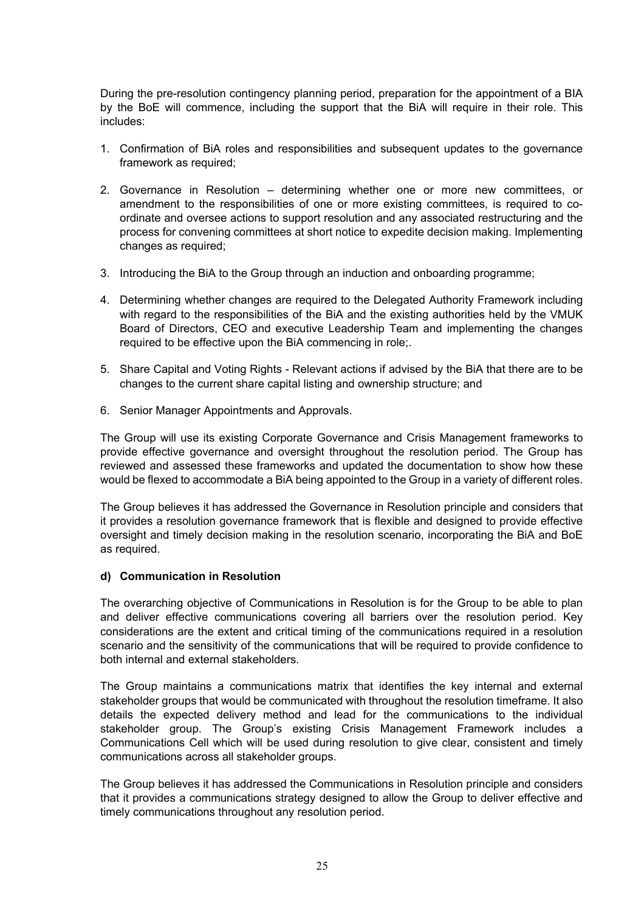During the pre-resolution contingency planning period, preparation for the appointment of a BIA by the BoE will commence, including the support that the BiA will require in their role. This includes:

1. Confirmation of BiA roles and responsibilities and subsequent updates to the governance framework as required;
2. Governance in Resolution – determining whether one or more new committees, or amendment to the responsibilities of one or more existing committees, is required to co-ordinate and oversee actions to support resolution and any associated restructuring and the process for convening committees at short notice to expedite decision making. Implementing changes as required;
3. Introducing the BiA to the Group through an induction and onboarding programme;
4. Determining whether changes are required to the Delegated Authority Framework including with regard to the responsibilities of the BiA and the existing authorities held by the VMUK Board of Directors, CEO and executive Leadership Team and implementing the changes required to be effective upon the BiA commencing in role;.
5. Share Capital and Voting Rights - Relevant actions if advised by the BiA that there are to be changes to the current share capital listing and ownership structure; and
6. Senior Manager Appointments and Approvals.

The Group will use its existing Corporate Governance and Crisis Management frameworks to provide effective governance and oversight throughout the resolution period. The Group has reviewed and assessed these frameworks and updated the documentation to show how these would be flexed to accommodate a BiA being appointed to the Group in a variety of different roles.

The Group believes it has addressed the Governance in Resolution principle and considers that it provides a resolution governance framework that is flexible and designed to provide effective oversight and timely decision making in the resolution scenario, incorporating the BiA and BoE as required.

**d) Communication in Resolution**

The overarching objective of Communications in Resolution is for the Group to be able to plan and deliver effective communications covering all barriers over the resolution period. Key considerations are the extent and critical timing of the communications required in a resolution scenario and the sensitivity of the communications that will be required to provide confidence to both internal and external stakeholders.

The Group maintains a communications matrix that identifies the key internal and external stakeholder groups that would be communicated with throughout the resolution timeframe. It also details the expected delivery method and lead for the communications to the individual stakeholder group. The Group's existing Crisis Management Framework includes a Communications Cell which will be used during resolution to give clear, consistent and timely communications across all stakeholder groups.

The Group believes it has addressed the Communications in Resolution principle and considers that it provides a communications strategy designed to allow the Group to deliver effective and timely communications throughout any resolution period.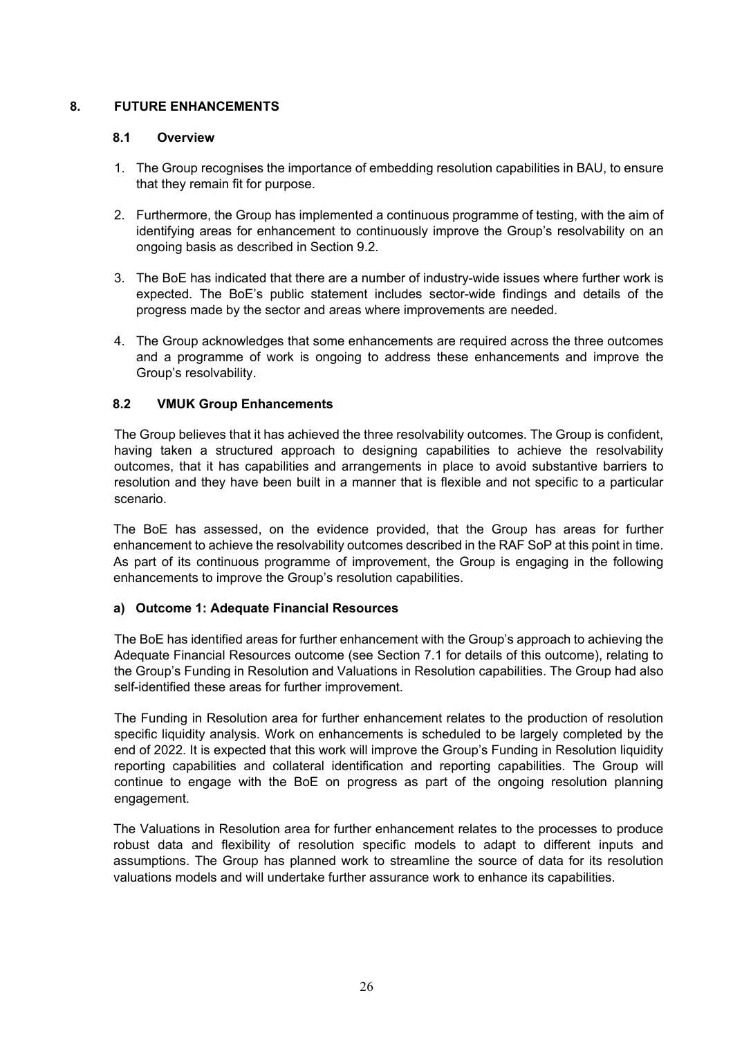# 8. FUTURE ENHANCEMENTS

## 8.1 Overview

1. The Group recognises the importance of embedding resolution capabilities in BAU, to ensure that they remain fit for purpose.
2. Furthermore, the Group has implemented a continuous programme of testing, with the aim of identifying areas for enhancement to continuously improve the Group's resolvability on an ongoing basis as described in Section 9.2.
3. The BoE has indicated that there are a number of industry-wide issues where further work is expected. The BoE's public statement includes sector-wide findings and details of the progress made by the sector and areas where improvements are needed.
4. The Group acknowledges that some enhancements are required across the three outcomes and a programme of work is ongoing to address these enhancements and improve the Group's resolvability.

## 8.2 VMUK Group Enhancements

The Group believes that it has achieved the three resolvability outcomes. The Group is confident, having taken a structured approach to designing capabilities to achieve the resolvability outcomes, that it has capabilities and arrangements in place to avoid substantive barriers to resolution and they have been built in a manner that is flexible and not specific to a particular scenario.

The BoE has assessed, on the evidence provided, that the Group has areas for further enhancement to achieve the resolvability outcomes described in the RAF SoP at this point in time. As part of its continuous programme of improvement, the Group is engaging in the following enhancements to improve the Group's resolution capabilities.

### a) Outcome 1: Adequate Financial Resources

The BoE has identified areas for further enhancement with the Group's approach to achieving the Adequate Financial Resources outcome (see Section 7.1 for details of this outcome), relating to the Group's Funding in Resolution and Valuations in Resolution capabilities. The Group had also self-identified these areas for further improvement.

The Funding in Resolution area for further enhancement relates to the production of resolution specific liquidity analysis. Work on enhancements is scheduled to be largely completed by the end of 2022. It is expected that this work will improve the Group's Funding in Resolution liquidity reporting capabilities and collateral identification and reporting capabilities. The Group will continue to engage with the BoE on progress as part of the ongoing resolution planning engagement.

The Valuations in Resolution area for further enhancement relates to the processes to produce robust data and flexibility of resolution specific models to adapt to different inputs and assumptions. The Group has planned work to streamline the source of data for its resolution valuations models and will undertake further assurance work to enhance its capabilities.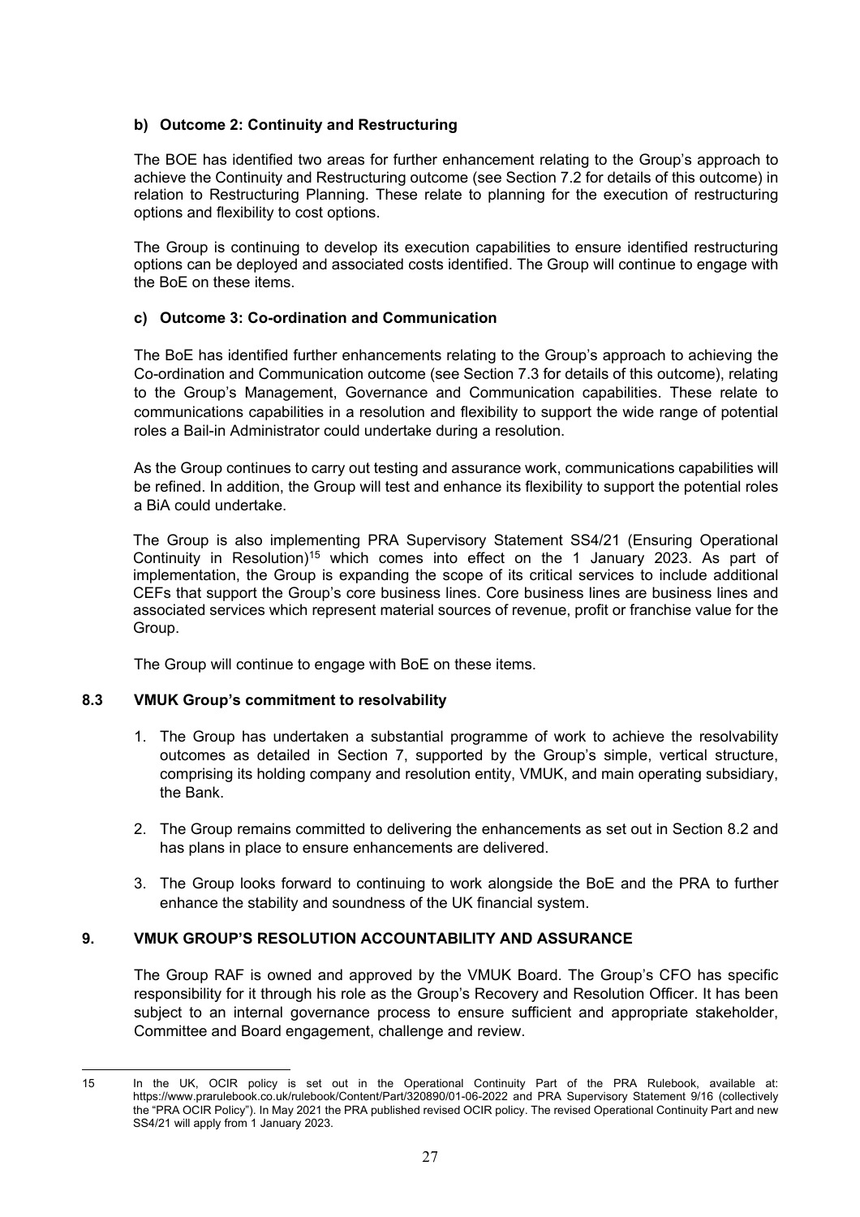**b) Outcome 2: Continuity and Restructuring**

The BOE has identified two areas for further enhancement relating to the Group's approach to achieve the Continuity and Restructuring outcome (see Section 7.2 for details of this outcome) in relation to Restructuring Planning. These relate to planning for the execution of restructuring options and flexibility to cost options.

The Group is continuing to develop its execution capabilities to ensure identified restructuring options can be deployed and associated costs identified. The Group will continue to engage with the BoE on these items.

**c) Outcome 3: Co-ordination and Communication**

The BoE has identified further enhancements relating to the Group's approach to achieving the Co-ordination and Communication outcome (see Section 7.3 for details of this outcome), relating to the Group's Management, Governance and Communication capabilities. These relate to communications capabilities in a resolution and flexibility to support the wide range of potential roles a Bail-in Administrator could undertake during a resolution.

As the Group continues to carry out testing and assurance work, communications capabilities will be refined. In addition, the Group will test and enhance its flexibility to support the potential roles a BiA could undertake.

The Group is also implementing PRA Supervisory Statement SS4/21 (Ensuring Operational Continuity in Resolution)[15] which comes into effect on the 1 January 2023. As part of implementation, the Group is expanding the scope of its critical services to include additional CEFs that support the Group's core business lines. Core business lines are business lines and associated services which represent material sources of revenue, profit or franchise value for the Group.

The Group will continue to engage with BoE on these items.

### 8.3 VMUK Group's commitment to resolvability

1. The Group has undertaken a substantial programme of work to achieve the resolvability outcomes as detailed in Section 7, supported by the Group's simple, vertical structure, comprising its holding company and resolution entity, VMUK, and main operating subsidiary, the Bank.
2. The Group remains committed to delivering the enhancements as set out in Section 8.2 and has plans in place to ensure enhancements are delivered.
3. The Group looks forward to continuing to work alongside the BoE and the PRA to further enhance the stability and soundness of the UK financial system.

## 9. VMUK GROUP'S RESOLUTION ACCOUNTABILITY AND ASSURANCE

The Group RAF is owned and approved by the VMUK Board. The Group's CFO has specific responsibility for it through his role as the Group's Recovery and Resolution Officer. It has been subject to an internal governance process to ensure sufficient and appropriate stakeholder, Committee and Board engagement, challenge and review.

---

15 In the UK, OCIR policy is set out in the Operational Continuity Part of the PRA Rulebook, available at: https://www.prarulebook.co.uk/rulebook/Content/Part/320890/01-06-2022 and PRA Supervisory Statement 9/16 (collectively the "PRA OCIR Policy"). In May 2021 the PRA published revised OCIR policy. The revised Operational Continuity Part and new SS4/21 will apply from 1 January 2023.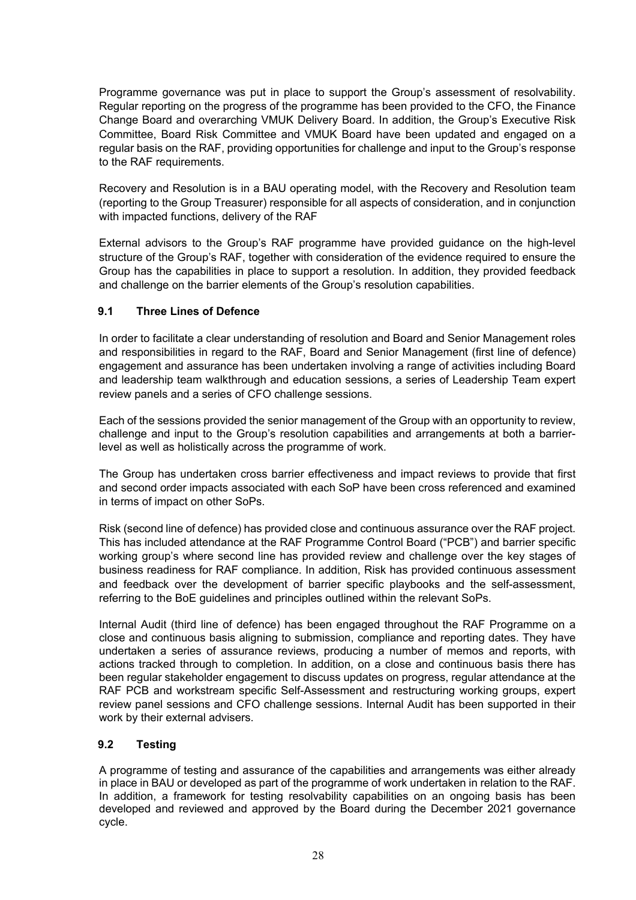Programme governance was put in place to support the Group's assessment of resolvability. Regular reporting on the progress of the programme has been provided to the CFO, the Finance Change Board and overarching VMUK Delivery Board. In addition, the Group's Executive Risk Committee, Board Risk Committee and VMUK Board have been updated and engaged on a regular basis on the RAF, providing opportunities for challenge and input to the Group's response to the RAF requirements.

Recovery and Resolution is in a BAU operating model, with the Recovery and Resolution team (reporting to the Group Treasurer) responsible for all aspects of consideration, and in conjunction with impacted functions, delivery of the RAF

External advisors to the Group's RAF programme have provided guidance on the high-level structure of the Group's RAF, together with consideration of the evidence required to ensure the Group has the capabilities in place to support a resolution. In addition, they provided feedback and challenge on the barrier elements of the Group's resolution capabilities.

### 9.1 Three Lines of Defence

In order to facilitate a clear understanding of resolution and Board and Senior Management roles and responsibilities in regard to the RAF, Board and Senior Management (first line of defence) engagement and assurance has been undertaken involving a range of activities including Board and leadership team walkthrough and education sessions, a series of Leadership Team expert review panels and a series of CFO challenge sessions.

Each of the sessions provided the senior management of the Group with an opportunity to review, challenge and input to the Group's resolution capabilities and arrangements at both a barrier-level as well as holistically across the programme of work.

The Group has undertaken cross barrier effectiveness and impact reviews to provide that first and second order impacts associated with each SoP have been cross referenced and examined in terms of impact on other SoPs.

Risk (second line of defence) has provided close and continuous assurance over the RAF project. This has included attendance at the RAF Programme Control Board ("PCB") and barrier specific working group's where second line has provided review and challenge over the key stages of business readiness for RAF compliance. In addition, Risk has provided continuous assessment and feedback over the development of barrier specific playbooks and the self-assessment, referring to the BoE guidelines and principles outlined within the relevant SoPs.

Internal Audit (third line of defence) has been engaged throughout the RAF Programme on a close and continuous basis aligning to submission, compliance and reporting dates. They have undertaken a series of assurance reviews, producing a number of memos and reports, with actions tracked through to completion. In addition, on a close and continuous basis there has been regular stakeholder engagement to discuss updates on progress, regular attendance at the RAF PCB and workstream specific Self-Assessment and restructuring working groups, expert review panel sessions and CFO challenge sessions. Internal Audit has been supported in their work by their external advisers.

### 9.2 Testing

A programme of testing and assurance of the capabilities and arrangements was either already in place in BAU or developed as part of the programme of work undertaken in relation to the RAF. In addition, a framework for testing resolvability capabilities on an ongoing basis has been developed and reviewed and approved by the Board during the December 2021 governance cycle.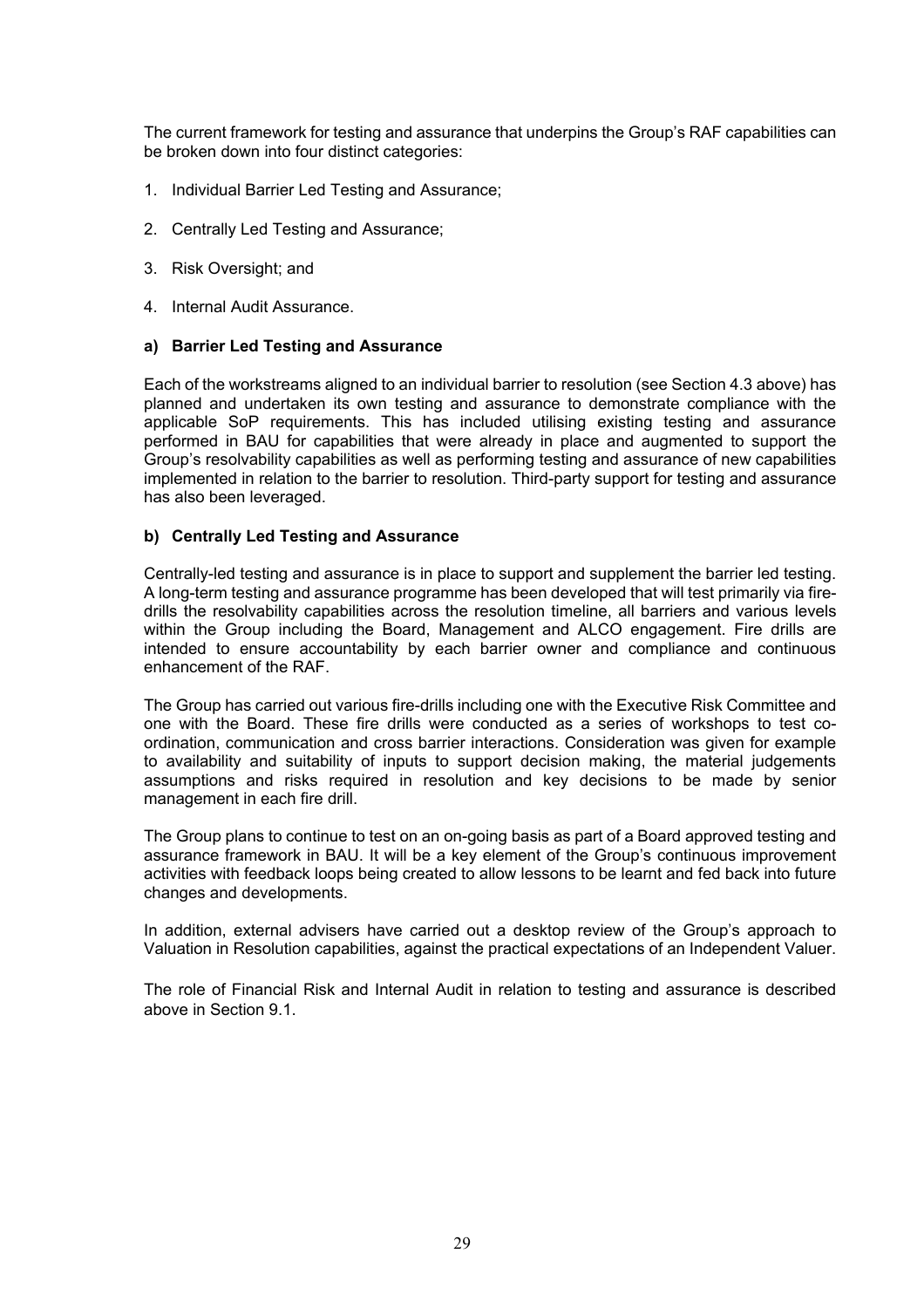The current framework for testing and assurance that underpins the Group's RAF capabilities can be broken down into four distinct categories:

1. Individual Barrier Led Testing and Assurance;
2. Centrally Led Testing and Assurance;
3. Risk Oversight; and
4. Internal Audit Assurance.

**a) Barrier Led Testing and Assurance**

Each of the workstreams aligned to an individual barrier to resolution (see Section 4.3 above) has planned and undertaken its own testing and assurance to demonstrate compliance with the applicable SoP requirements. This has included utilising existing testing and assurance performed in BAU for capabilities that were already in place and augmented to support the Group's resolvability capabilities as well as performing testing and assurance of new capabilities implemented in relation to the barrier to resolution. Third-party support for testing and assurance has also been leveraged.

**b) Centrally Led Testing and Assurance**

Centrally-led testing and assurance is in place to support and supplement the barrier led testing. A long-term testing and assurance programme has been developed that will test primarily via fire-drills the resolvability capabilities across the resolution timeline, all barriers and various levels within the Group including the Board, Management and ALCO engagement. Fire drills are intended to ensure accountability by each barrier owner and compliance and continuous enhancement of the RAF.

The Group has carried out various fire-drills including one with the Executive Risk Committee and one with the Board. These fire drills were conducted as a series of workshops to test co-ordination, communication and cross barrier interactions. Consideration was given for example to availability and suitability of inputs to support decision making, the material judgements assumptions and risks required in resolution and key decisions to be made by senior management in each fire drill.

The Group plans to continue to test on an on-going basis as part of a Board approved testing and assurance framework in BAU. It will be a key element of the Group's continuous improvement activities with feedback loops being created to allow lessons to be learnt and fed back into future changes and developments.

In addition, external advisers have carried out a desktop review of the Group's approach to Valuation in Resolution capabilities, against the practical expectations of an Independent Valuer.

The role of Financial Risk and Internal Audit in relation to testing and assurance is described above in Section 9.1.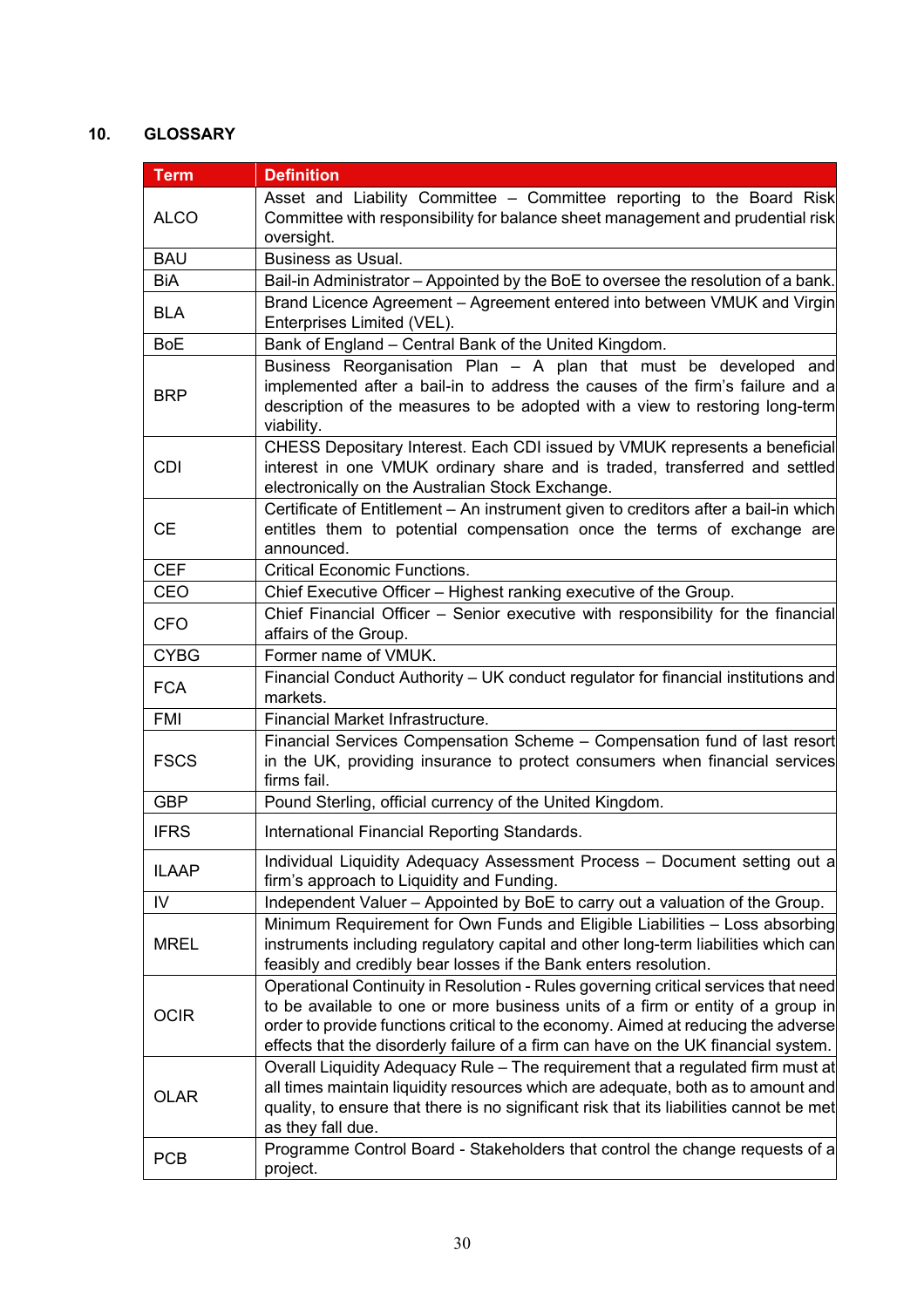## 10. GLOSSARY

| Term | Definition |
|---|---|
| ALCO | Asset and Liability Committee – Committee reporting to the Board Risk Committee with responsibility for balance sheet management and prudential risk oversight. |
| BAU | Business as Usual. |
| BiA | Bail-in Administrator – Appointed by the BoE to oversee the resolution of a bank. |
| BLA | Brand Licence Agreement – Agreement entered into between VMUK and Virgin Enterprises Limited (VEL). |
| BoE | Bank of England – Central Bank of the United Kingdom. |
| BRP | Business Reorganisation Plan – A plan that must be developed and implemented after a bail-in to address the causes of the firm's failure and a description of the measures to be adopted with a view to restoring long-term viability. |
| CDI | CHESS Depositary Interest. Each CDI issued by VMUK represents a beneficial interest in one VMUK ordinary share and is traded, transferred and settled electronically on the Australian Stock Exchange. |
| CE | Certificate of Entitlement – An instrument given to creditors after a bail-in which entitles them to potential compensation once the terms of exchange are announced. |
| CEF | Critical Economic Functions. |
| CEO | Chief Executive Officer – Highest ranking executive of the Group. |
| CFO | Chief Financial Officer – Senior executive with responsibility for the financial affairs of the Group. |
| CYBG | Former name of VMUK. |
| FCA | Financial Conduct Authority – UK conduct regulator for financial institutions and markets. |
| FMI | Financial Market Infrastructure. |
| FSCS | Financial Services Compensation Scheme – Compensation fund of last resort in the UK, providing insurance to protect consumers when financial services firms fail. |
| GBP | Pound Sterling, official currency of the United Kingdom. |
| IFRS | International Financial Reporting Standards. |
| ILAAP | Individual Liquidity Adequacy Assessment Process – Document setting out a firm's approach to Liquidity and Funding. |
| IV | Independent Valuer – Appointed by BoE to carry out a valuation of the Group. |
| MREL | Minimum Requirement for Own Funds and Eligible Liabilities – Loss absorbing instruments including regulatory capital and other long-term liabilities which can feasibly and credibly bear losses if the Bank enters resolution. |
| OCIR | Operational Continuity in Resolution - Rules governing critical services that need to be available to one or more business units of a firm or entity of a group in order to provide functions critical to the economy. Aimed at reducing the adverse effects that the disorderly failure of a firm can have on the UK financial system. |
| OLAR | Overall Liquidity Adequacy Rule – The requirement that a regulated firm must at all times maintain liquidity resources which are adequate, both as to amount and quality, to ensure that there is no significant risk that its liabilities cannot be met as they fall due. |
| PCB | Programme Control Board - Stakeholders that control the change requests of a project. |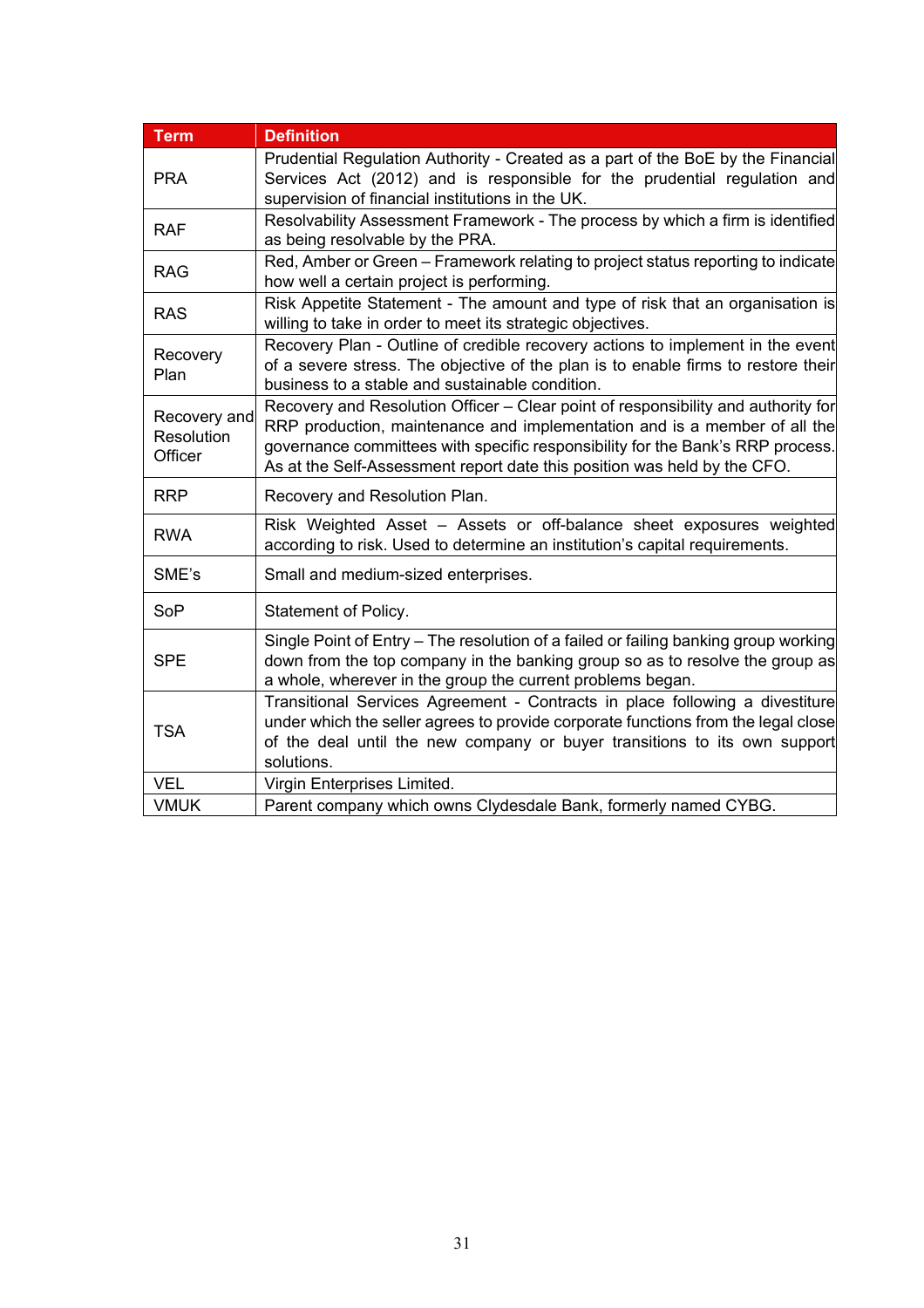| Term | Definition |
| --- | --- |
| PRA | Prudential Regulation Authority - Created as a part of the BoE by the Financial Services Act (2012) and is responsible for the prudential regulation and supervision of financial institutions in the UK. |
| RAF | Resolvability Assessment Framework - The process by which a firm is identified as being resolvable by the PRA. |
| RAG | Red, Amber or Green – Framework relating to project status reporting to indicate how well a certain project is performing. |
| RAS | Risk Appetite Statement - The amount and type of risk that an organisation is willing to take in order to meet its strategic objectives. |
| Recovery Plan | Recovery Plan - Outline of credible recovery actions to implement in the event of a severe stress. The objective of the plan is to enable firms to restore their business to a stable and sustainable condition. |
| Recovery and Resolution Officer | Recovery and Resolution Officer – Clear point of responsibility and authority for RRP production, maintenance and implementation and is a member of all the governance committees with specific responsibility for the Bank's RRP process. As at the Self-Assessment report date this position was held by the CFO. |
| RRP | Recovery and Resolution Plan. |
| RWA | Risk Weighted Asset – Assets or off-balance sheet exposures weighted according to risk. Used to determine an institution's capital requirements. |
| SME's | Small and medium-sized enterprises. |
| SoP | Statement of Policy. |
| SPE | Single Point of Entry – The resolution of a failed or failing banking group working down from the top company in the banking group so as to resolve the group as a whole, wherever in the group the current problems began. |
| TSA | Transitional Services Agreement - Contracts in place following a divestiture under which the seller agrees to provide corporate functions from the legal close of the deal until the new company or buyer transitions to its own support solutions. |
| VEL | Virgin Enterprises Limited. |
| VMUK | Parent company which owns Clydesdale Bank, formerly named CYBG. |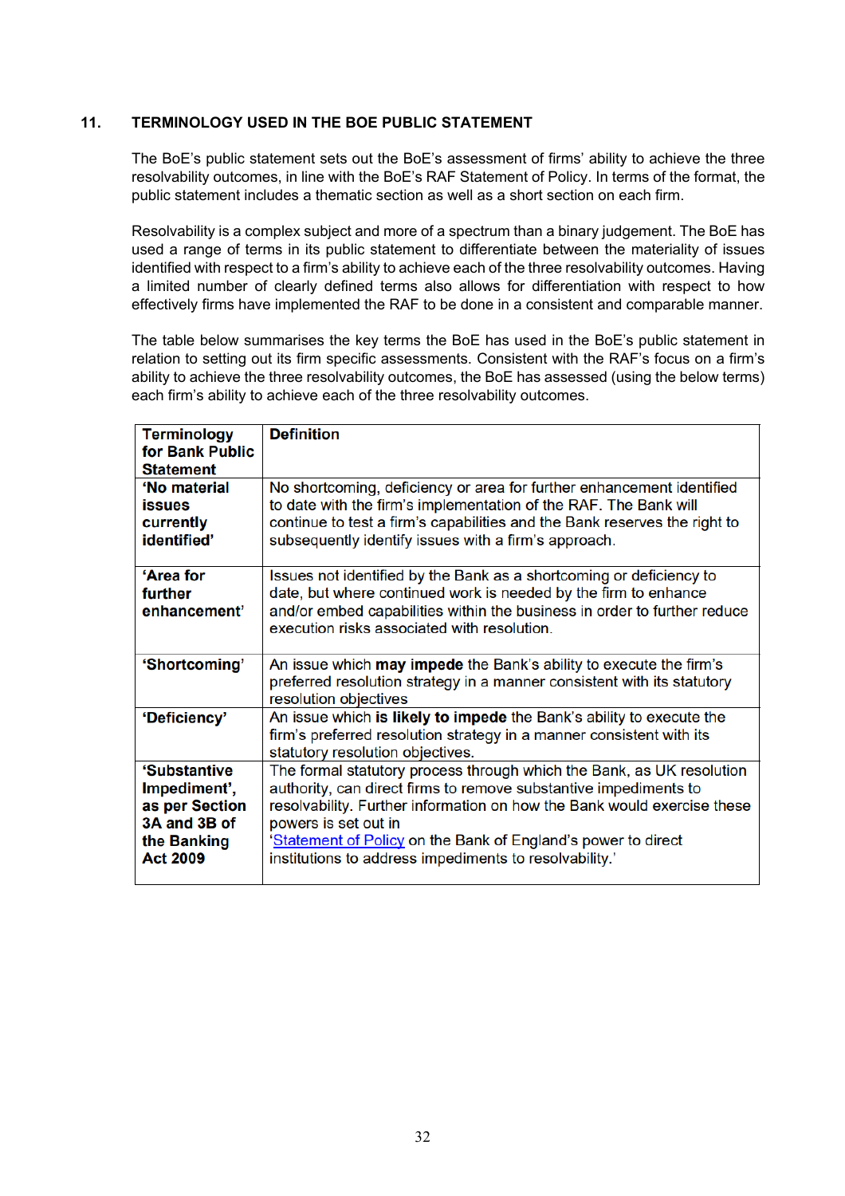## 11. TERMINOLOGY USED IN THE BOE PUBLIC STATEMENT

The BoE's public statement sets out the BoE's assessment of firms' ability to achieve the three resolvability outcomes, in line with the BoE's RAF Statement of Policy. In terms of the format, the public statement includes a thematic section as well as a short section on each firm.

Resolvability is a complex subject and more of a spectrum than a binary judgement. The BoE has used a range of terms in its public statement to differentiate between the materiality of issues identified with respect to a firm's ability to achieve each of the three resolvability outcomes. Having a limited number of clearly defined terms also allows for differentiation with respect to how effectively firms have implemented the RAF to be done in a consistent and comparable manner.

The table below summarises the key terms the BoE has used in the BoE's public statement in relation to setting out its firm specific assessments. Consistent with the RAF's focus on a firm's ability to achieve the three resolvability outcomes, the BoE has assessed (using the below terms) each firm's ability to achieve each of the three resolvability outcomes.

| Terminology for Bank Public Statement | Definition |
|---|---|
| **'No material issues currently identified'** | No shortcoming, deficiency or area for further enhancement identified to date with the firm's implementation of the RAF. The Bank will continue to test a firm's capabilities and the Bank reserves the right to subsequently identify issues with a firm's approach. |
| **'Area for further enhancement'** | Issues not identified by the Bank as a shortcoming or deficiency to date, but where continued work is needed by the firm to enhance and/or embed capabilities within the business in order to further reduce execution risks associated with resolution. |
| **'Shortcoming'** | An issue which **may impede** the Bank's ability to execute the firm's preferred resolution strategy in a manner consistent with its statutory resolution objectives |
| **'Deficiency'** | An issue which **is likely to impede** the Bank's ability to execute the firm's preferred resolution strategy in a manner consistent with its statutory resolution objectives. |
| **'Substantive Impediment', as per Section 3A and 3B of the Banking Act 2009** | The formal statutory process through which the Bank, as UK resolution authority, can direct firms to remove substantive impediments to resolvability. Further information on how the Bank would exercise these powers is set out in 'Statement of Policy on the Bank of England's power to direct institutions to address impediments to resolvability.' |